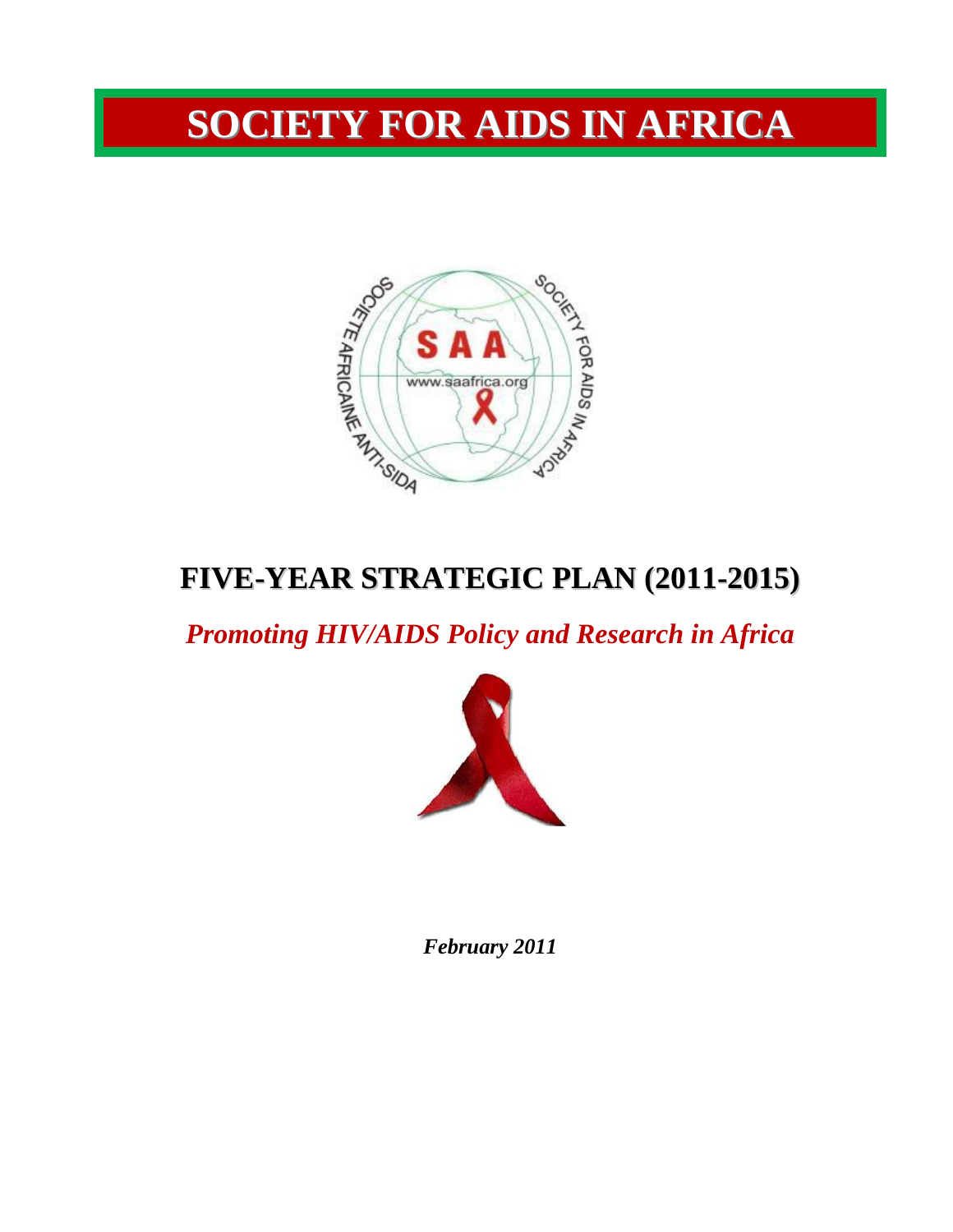# SOCIETY FOR AIDS IN AFRICA

## FIVE-YEAR STRATEGIC PLAN (2011-2015)

*Promoting HIV/AIDS Policy and Research in Africa*

*February 2011*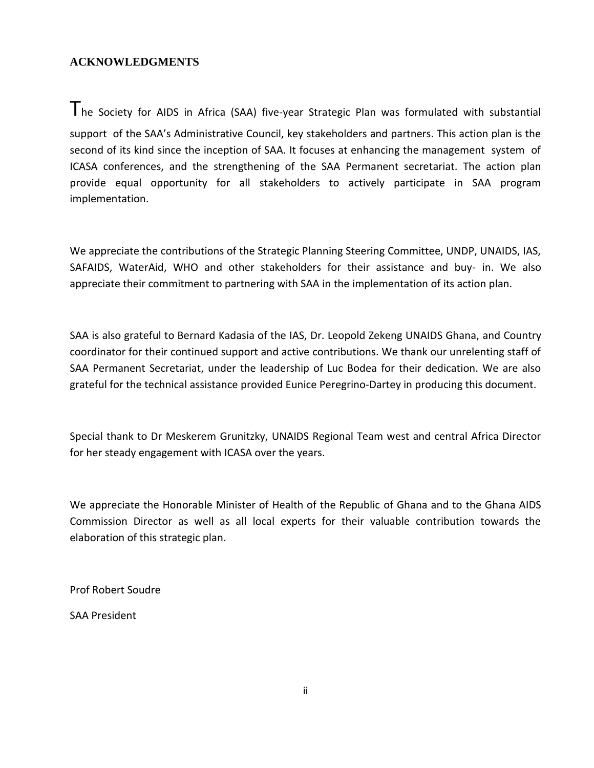## ACKNOWLEDGMENTS

The Society for AIDS in Africa (SAA) five-year Strategic Plan was formulated with substantial support of the SAA's Administrative Council, key stakeholders and partners. This action plan is the second of its kind since the inception of SAA. It focuses at enhancing the management system of ICASA conferences, and the strengthening of the SAA Permanent secretariat. The action plan provide equal opportunity for all stakeholders to actively participate in SAA program implementation.

We appreciate the contributions of the Strategic Planning Steering Committee, UNDP, UNAIDS, IAS, SAFAIDS, WaterAid, WHO and other stakeholders for their assistance and buy- in. We also appreciate their commitment to partnering with SAA in the implementation of its action plan.

SAA is also grateful to Bernard Kadasia of the IAS, Dr. Leopold Zekeng UNAIDS Ghana, and Country coordinator for their continued support and active contributions. We thank our unrelenting staff of SAA Permanent Secretariat, under the leadership of Luc Bodea for their dedication. We are also grateful for the technical assistance provided Eunice Peregrino-Dartey in producing this document.

Special thank to Dr Meskerem Grunitzky, UNAIDS Regional Team west and central Africa Director for her steady engagement with ICASA over the years.

We appreciate the Honorable Minister of Health of the Republic of Ghana and to the Ghana AIDS Commission Director as well as all local experts for their valuable contribution towards the elaboration of this strategic plan.

Prof Robert Soudre

SAA President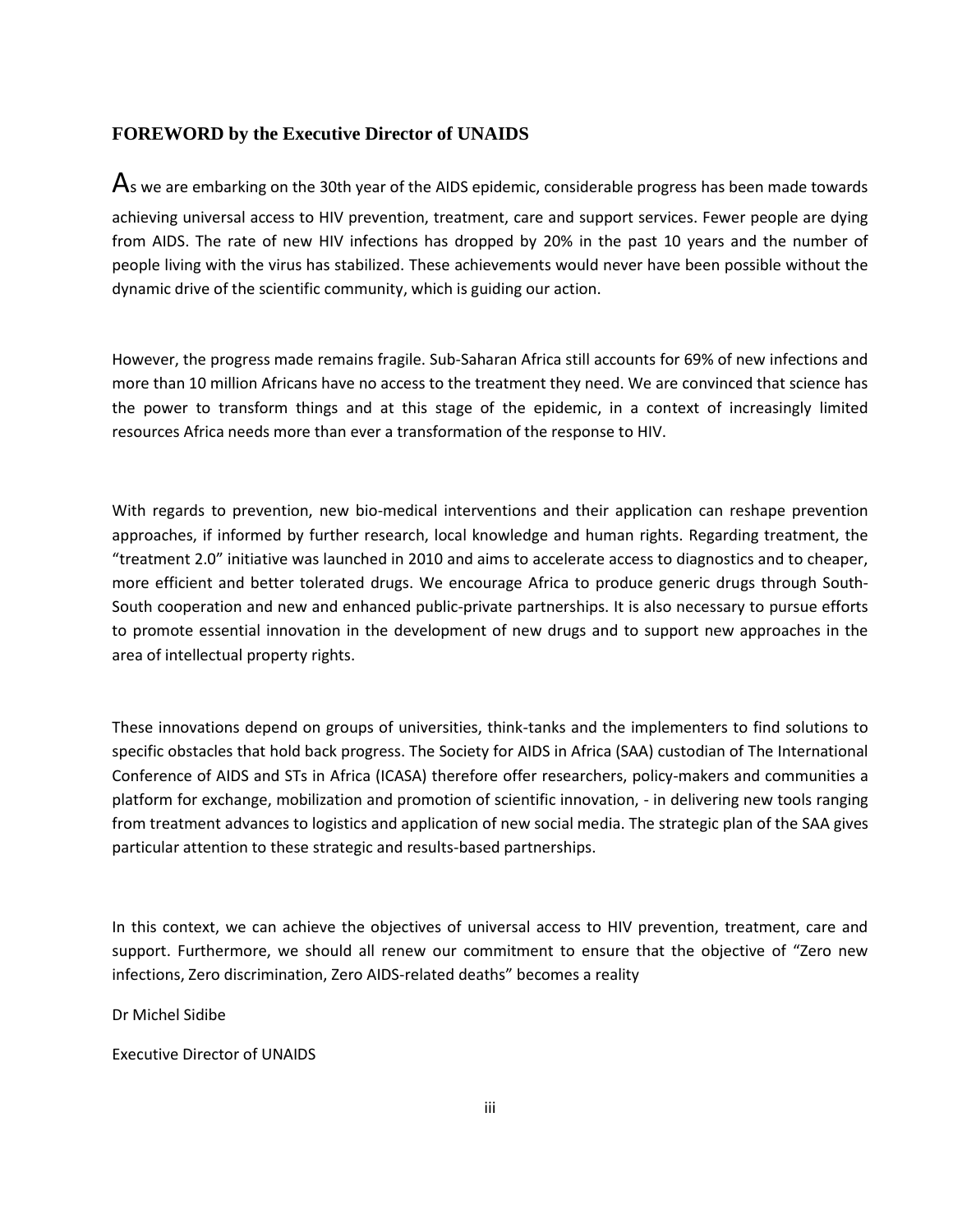## FOREWORD by the Executive Director of UNAIDS

As we are embarking on the 30th year of the AIDS epidemic, considerable progress has been made towards achieving universal access to HIV prevention, treatment, care and support services. Fewer people are dying from AIDS. The rate of new HIV infections has dropped by 20% in the past 10 years and the number of people living with the virus has stabilized. These achievements would never have been possible without the dynamic drive of the scientific community, which is guiding our action.

However, the progress made remains fragile. Sub-Saharan Africa still accounts for 69% of new infections and more than 10 million Africans have no access to the treatment they need. We are convinced that science has the power to transform things and at this stage of the epidemic, in a context of increasingly limited resources Africa needs more than ever a transformation of the response to HIV.

With regards to prevention, new bio-medical interventions and their application can reshape prevention approaches, if informed by further research, local knowledge and human rights. Regarding treatment, the "treatment 2.0" initiative was launched in 2010 and aims to accelerate access to diagnostics and to cheaper, more efficient and better tolerated drugs. We encourage Africa to produce generic drugs through South-South cooperation and new and enhanced public-private partnerships. It is also necessary to pursue efforts to promote essential innovation in the development of new drugs and to support new approaches in the area of intellectual property rights.

These innovations depend on groups of universities, think-tanks and the implementers to find solutions to specific obstacles that hold back progress. The Society for AIDS in Africa (SAA) custodian of The International Conference of AIDS and STs in Africa (ICASA) therefore offer researchers, policy-makers and communities a platform for exchange, mobilization and promotion of scientific innovation, - in delivering new tools ranging from treatment advances to logistics and application of new social media. The strategic plan of the SAA gives particular attention to these strategic and results-based partnerships.

In this context, we can achieve the objectives of universal access to HIV prevention, treatment, care and support. Furthermore, we should all renew our commitment to ensure that the objective of "Zero new infections, Zero discrimination, Zero AIDS-related deaths" becomes a reality

Dr Michel Sidibe

Executive Director of UNAIDS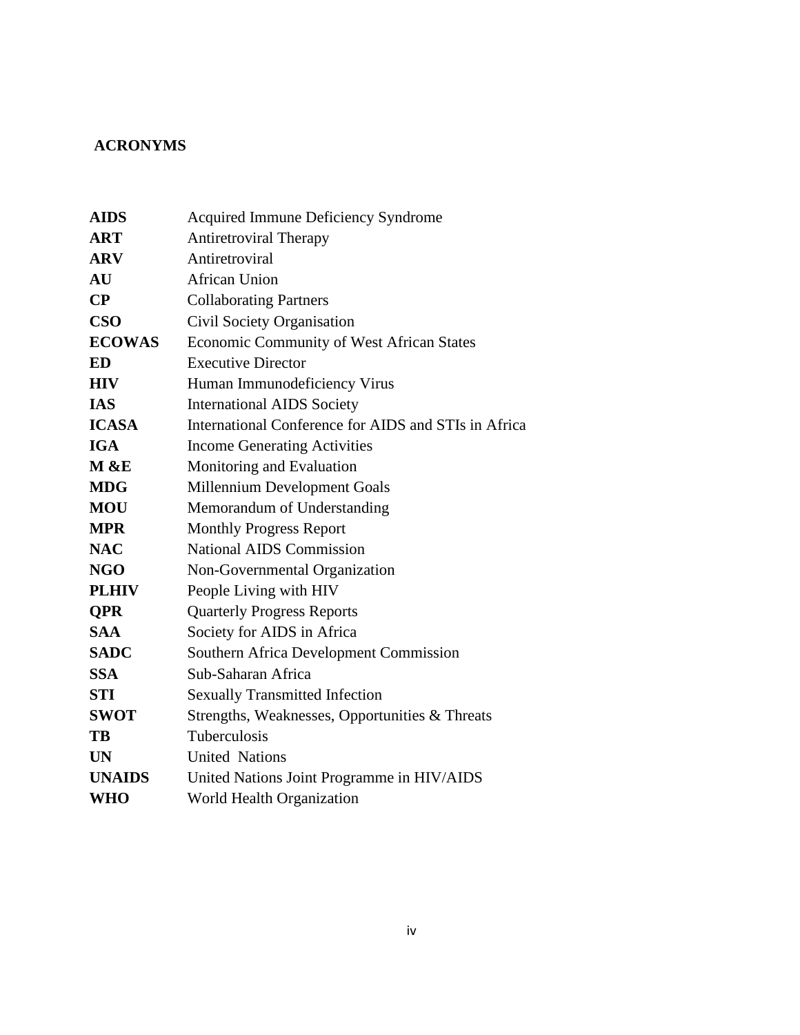## ACRONYMS

| | |
|---|---|
| **AIDS** | Acquired Immune Deficiency Syndrome |
| **ART** | Antiretroviral Therapy |
| **ARV** | Antiretroviral |
| **AU** | African Union |
| **CP** | Collaborating Partners |
| **CSO** | Civil Society Organisation |
| **ECOWAS** | Economic Community of West African States |
| **ED** | Executive Director |
| **HIV** | Human Immunodeficiency Virus |
| **IAS** | International AIDS Society |
| **ICASA** | International Conference for AIDS and STIs in Africa |
| **IGA** | Income Generating Activities |
| **M &E** | Monitoring and Evaluation |
| **MDG** | Millennium Development Goals |
| **MOU** | Memorandum of Understanding |
| **MPR** | Monthly Progress Report |
| **NAC** | National AIDS Commission |
| **NGO** | Non-Governmental Organization |
| **PLHIV** | People Living with HIV |
| **QPR** | Quarterly Progress Reports |
| **SAA** | Society for AIDS in Africa |
| **SADC** | Southern Africa Development Commission |
| **SSA** | Sub-Saharan Africa |
| **STI** | Sexually Transmitted Infection |
| **SWOT** | Strengths, Weaknesses, Opportunities & Threats |
| **TB** | Tuberculosis |
| **UN** | United Nations |
| **UNAIDS** | United Nations Joint Programme in HIV/AIDS |
| **WHO** | World Health Organization |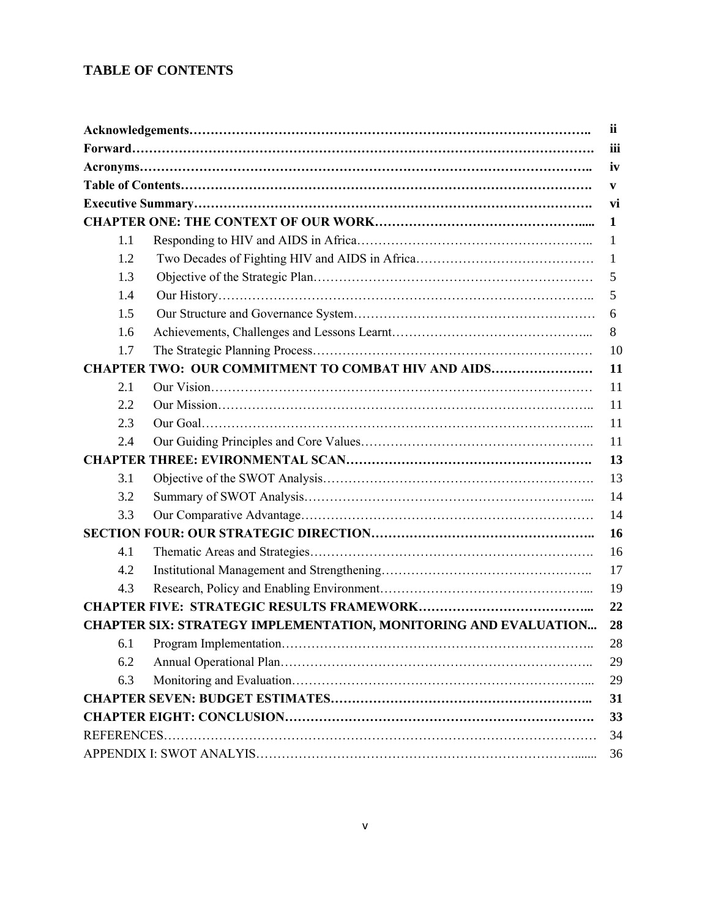## TABLE OF CONTENTS

| | | |
|---|---|---|
| **Acknowledgements** | | **ii** |
| **Forward** | | **iii** |
| **Acronyms** | | **iv** |
| **Table of Contents** | | **v** |
| **Executive Summary** | | **vi** |
| **CHAPTER ONE: THE CONTEXT OF OUR WORK** | | **1** |
| 1.1 | Responding to HIV and AIDS in Africa | 1 |
| 1.2 | Two Decades of Fighting HIV and AIDS in Africa | 1 |
| 1.3 | Objective of the Strategic Plan | 5 |
| 1.4 | Our History | 5 |
| 1.5 | Our Structure and Governance System | 6 |
| 1.6 | Achievements, Challenges and Lessons Learnt | 8 |
| 1.7 | The Strategic Planning Process | 10 |
| **CHAPTER TWO: OUR COMMITMENT TO COMBAT HIV AND AIDS** | | **11** |
| 2.1 | Our Vision | 11 |
| 2.2 | Our Mission | 11 |
| 2.3 | Our Goal | 11 |
| 2.4 | Our Guiding Principles and Core Values | 11 |
| **CHAPTER THREE: EVIRONMENTAL SCAN** | | **13** |
| 3.1 | Objective of the SWOT Analysis | 13 |
| 3.2 | Summary of SWOT Analysis | 14 |
| 3.3 | Our Comparative Advantage | 14 |
| **SECTION FOUR: OUR STRATEGIC DIRECTION** | | **16** |
| 4.1 | Thematic Areas and Strategies | 16 |
| 4.2 | Institutional Management and Strengthening | 17 |
| 4.3 | Research, Policy and Enabling Environment | 19 |
| **CHAPTER FIVE: STRATEGIC RESULTS FRAMEWORK** | | **22** |
| **CHAPTER SIX: STRATEGY IMPLEMENTATION, MONITORING AND EVALUATION** | | **28** |
| 6.1 | Program Implementation | 28 |
| 6.2 | Annual Operational Plan | 29 |
| 6.3 | Monitoring and Evaluation | 29 |
| **CHAPTER SEVEN: BUDGET ESTIMATES** | | **31** |
| **CHAPTER EIGHT: CONCLUSION** | | **33** |
| REFERENCES | | 34 |
| APPENDIX I: SWOT ANALYIS | | 36 |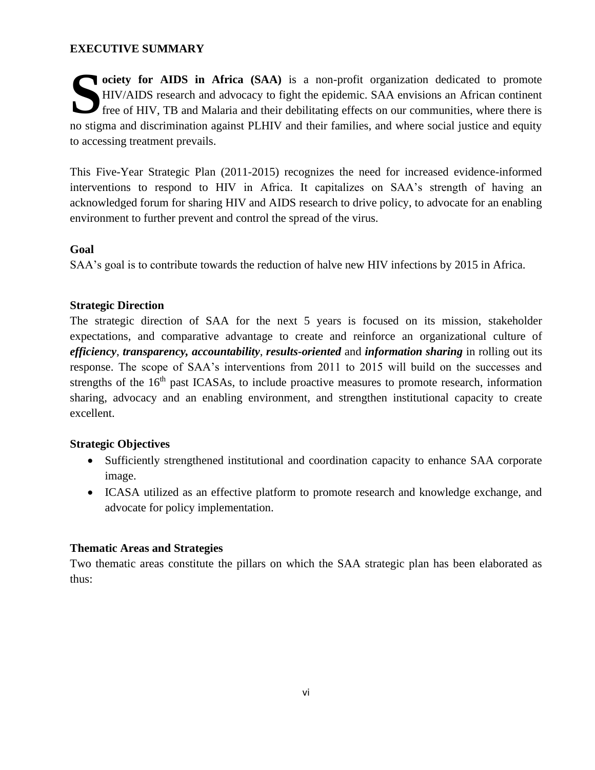## EXECUTIVE SUMMARY

**Society for AIDS in Africa (SAA)** is a non-profit organization dedicated to promote HIV/AIDS research and advocacy to fight the epidemic. SAA envisions an African continent free of HIV, TB and Malaria and their debilitating effects on our communities, where there is no stigma and discrimination against PLHIV and their families, and where social justice and equity to accessing treatment prevails.

This Five-Year Strategic Plan (2011-2015) recognizes the need for increased evidence-informed interventions to respond to HIV in Africa. It capitalizes on SAA's strength of having an acknowledged forum for sharing HIV and AIDS research to drive policy, to advocate for an enabling environment to further prevent and control the spread of the virus.

### Goal

SAA's goal is to contribute towards the reduction of halve new HIV infections by 2015 in Africa.

### Strategic Direction

The strategic direction of SAA for the next 5 years is focused on its mission, stakeholder expectations, and comparative advantage to create and reinforce an organizational culture of ***efficiency***, ***transparency, accountability***, ***results-oriented*** and ***information sharing*** in rolling out its response. The scope of SAA's interventions from 2011 to 2015 will build on the successes and strengths of the 16th past ICASAs, to include proactive measures to promote research, information sharing, advocacy and an enabling environment, and strengthen institutional capacity to create excellent.

### Strategic Objectives

- Sufficiently strengthened institutional and coordination capacity to enhance SAA corporate image.
- ICASA utilized as an effective platform to promote research and knowledge exchange, and advocate for policy implementation.

### Thematic Areas and Strategies

Two thematic areas constitute the pillars on which the SAA strategic plan has been elaborated as thus: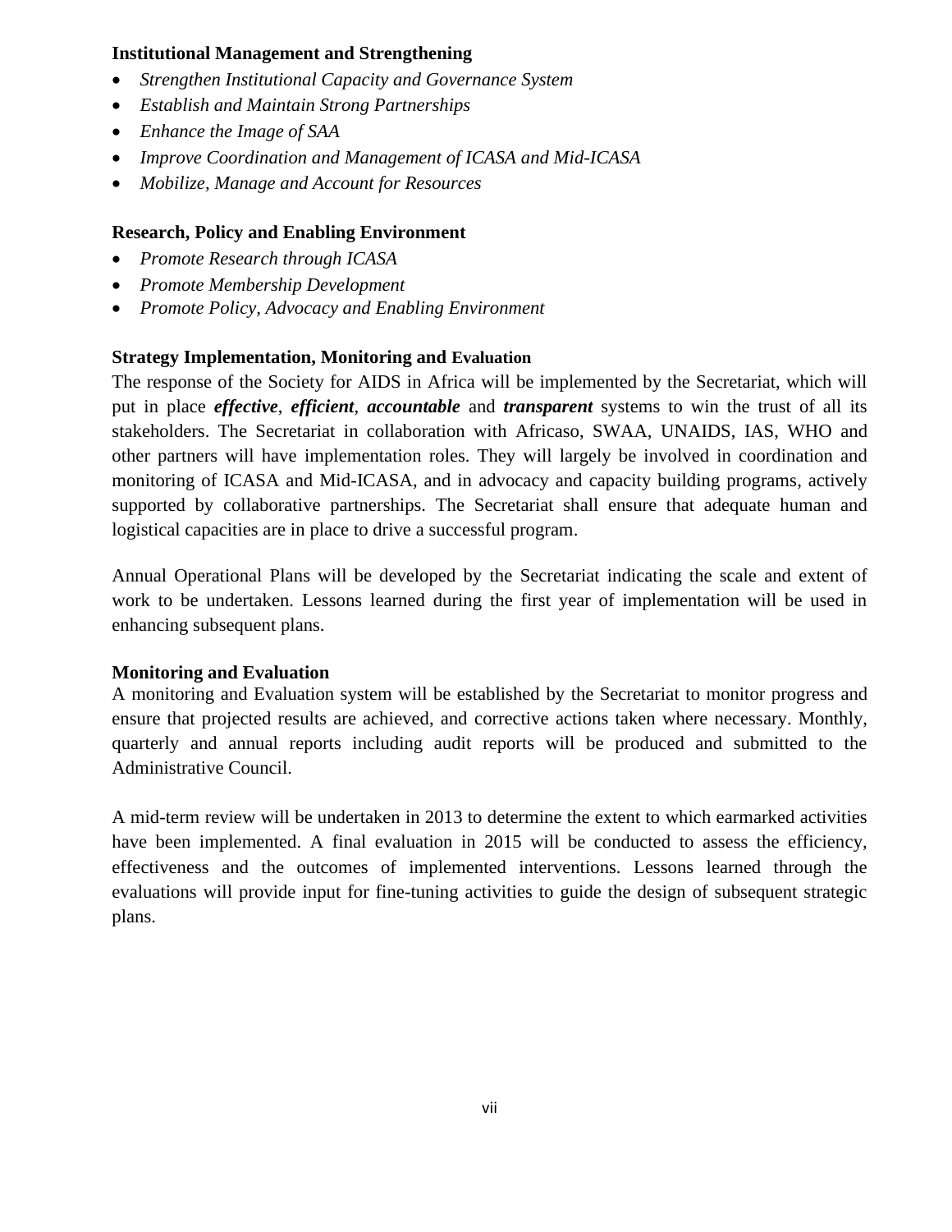**Institutional Management and Strengthening**

- *Strengthen Institutional Capacity and Governance System*
- *Establish and Maintain Strong Partnerships*
- *Enhance the Image of SAA*
- *Improve Coordination and Management of ICASA and Mid-ICASA*
- *Mobilize, Manage and Account for Resources*

**Research, Policy and Enabling Environment**

- *Promote Research through ICASA*
- *Promote Membership Development*
- *Promote Policy, Advocacy and Enabling Environment*

**Strategy Implementation, Monitoring and Evaluation**

The response of the Society for AIDS in Africa will be implemented by the Secretariat, which will put in place ***effective***, ***efficient***, ***accountable*** and ***transparent*** systems to win the trust of all its stakeholders. The Secretariat in collaboration with Africaso, SWAA, UNAIDS, IAS, WHO and other partners will have implementation roles. They will largely be involved in coordination and monitoring of ICASA and Mid-ICASA, and in advocacy and capacity building programs, actively supported by collaborative partnerships. The Secretariat shall ensure that adequate human and logistical capacities are in place to drive a successful program.

Annual Operational Plans will be developed by the Secretariat indicating the scale and extent of work to be undertaken. Lessons learned during the first year of implementation will be used in enhancing subsequent plans.

**Monitoring and Evaluation**

A monitoring and Evaluation system will be established by the Secretariat to monitor progress and ensure that projected results are achieved, and corrective actions taken where necessary. Monthly, quarterly and annual reports including audit reports will be produced and submitted to the Administrative Council.

A mid-term review will be undertaken in 2013 to determine the extent to which earmarked activities have been implemented. A final evaluation in 2015 will be conducted to assess the efficiency, effectiveness and the outcomes of implemented interventions. Lessons learned through the evaluations will provide input for fine-tuning activities to guide the design of subsequent strategic plans.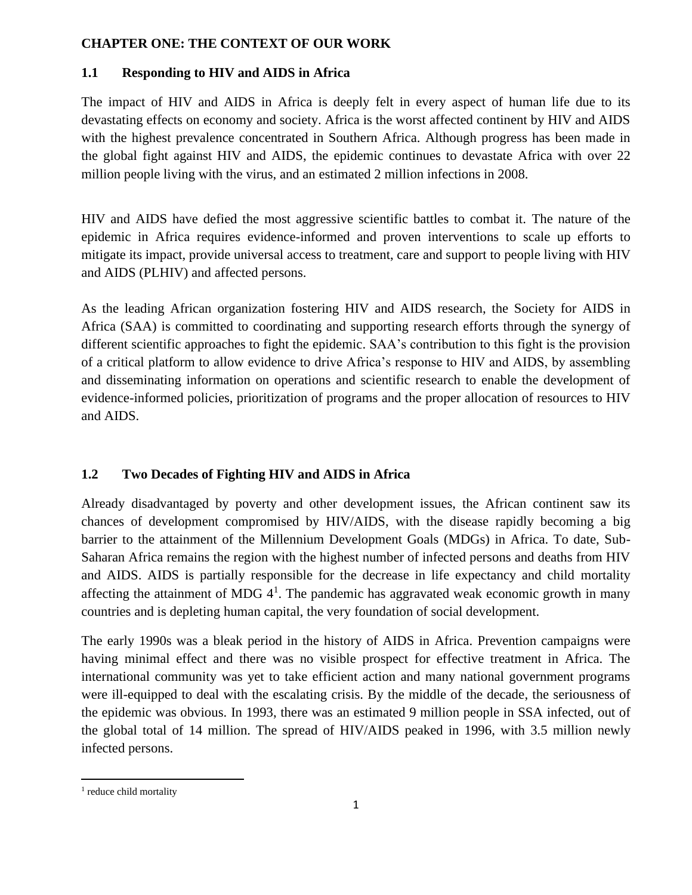# CHAPTER ONE: THE CONTEXT OF OUR WORK

## 1.1 Responding to HIV and AIDS in Africa

The impact of HIV and AIDS in Africa is deeply felt in every aspect of human life due to its devastating effects on economy and society. Africa is the worst affected continent by HIV and AIDS with the highest prevalence concentrated in Southern Africa. Although progress has been made in the global fight against HIV and AIDS, the epidemic continues to devastate Africa with over 22 million people living with the virus, and an estimated 2 million infections in 2008.

HIV and AIDS have defied the most aggressive scientific battles to combat it. The nature of the epidemic in Africa requires evidence-informed and proven interventions to scale up efforts to mitigate its impact, provide universal access to treatment, care and support to people living with HIV and AIDS (PLHIV) and affected persons.

As the leading African organization fostering HIV and AIDS research, the Society for AIDS in Africa (SAA) is committed to coordinating and supporting research efforts through the synergy of different scientific approaches to fight the epidemic. SAA's contribution to this fight is the provision of a critical platform to allow evidence to drive Africa's response to HIV and AIDS, by assembling and disseminating information on operations and scientific research to enable the development of evidence-informed policies, prioritization of programs and the proper allocation of resources to HIV and AIDS.

## 1.2 Two Decades of Fighting HIV and AIDS in Africa

Already disadvantaged by poverty and other development issues, the African continent saw its chances of development compromised by HIV/AIDS, with the disease rapidly becoming a big barrier to the attainment of the Millennium Development Goals (MDGs) in Africa. To date, Sub-Saharan Africa remains the region with the highest number of infected persons and deaths from HIV and AIDS. AIDS is partially responsible for the decrease in life expectancy and child mortality affecting the attainment of MDG 4[1]. The pandemic has aggravated weak economic growth in many countries and is depleting human capital, the very foundation of social development.

The early 1990s was a bleak period in the history of AIDS in Africa. Prevention campaigns were having minimal effect and there was no visible prospect for effective treatment in Africa. The international community was yet to take efficient action and many national government programs were ill-equipped to deal with the escalating crisis. By the middle of the decade, the seriousness of the epidemic was obvious. In 1993, there was an estimated 9 million people in SSA infected, out of the global total of 14 million. The spread of HIV/AIDS peaked in 1996, with 3.5 million newly infected persons.

[1] reduce child mortality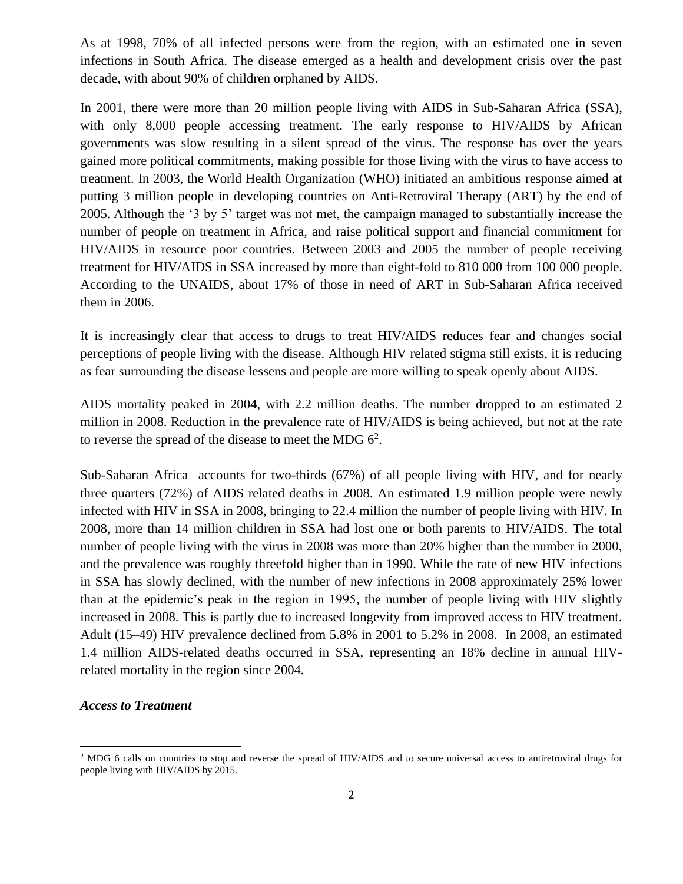As at 1998, 70% of all infected persons were from the region, with an estimated one in seven infections in South Africa. The disease emerged as a health and development crisis over the past decade, with about 90% of children orphaned by AIDS.

In 2001, there were more than 20 million people living with AIDS in Sub-Saharan Africa (SSA), with only 8,000 people accessing treatment. The early response to HIV/AIDS by African governments was slow resulting in a silent spread of the virus. The response has over the years gained more political commitments, making possible for those living with the virus to have access to treatment. In 2003, the World Health Organization (WHO) initiated an ambitious response aimed at putting 3 million people in developing countries on Anti-Retroviral Therapy (ART) by the end of 2005. Although the '3 by 5' target was not met, the campaign managed to substantially increase the number of people on treatment in Africa, and raise political support and financial commitment for HIV/AIDS in resource poor countries. Between 2003 and 2005 the number of people receiving treatment for HIV/AIDS in SSA increased by more than eight-fold to 810 000 from 100 000 people. According to the UNAIDS, about 17% of those in need of ART in Sub-Saharan Africa received them in 2006.

It is increasingly clear that access to drugs to treat HIV/AIDS reduces fear and changes social perceptions of people living with the disease. Although HIV related stigma still exists, it is reducing as fear surrounding the disease lessens and people are more willing to speak openly about AIDS.

AIDS mortality peaked in 2004, with 2.2 million deaths. The number dropped to an estimated 2 million in 2008. Reduction in the prevalence rate of HIV/AIDS is being achieved, but not at the rate to reverse the spread of the disease to meet the MDG 6[2].

Sub-Saharan Africa accounts for two-thirds (67%) of all people living with HIV, and for nearly three quarters (72%) of AIDS related deaths in 2008. An estimated 1.9 million people were newly infected with HIV in SSA in 2008, bringing to 22.4 million the number of people living with HIV. In 2008, more than 14 million children in SSA had lost one or both parents to HIV/AIDS. The total number of people living with the virus in 2008 was more than 20% higher than the number in 2000, and the prevalence was roughly threefold higher than in 1990. While the rate of new HIV infections in SSA has slowly declined, with the number of new infections in 2008 approximately 25% lower than at the epidemic's peak in the region in 1995, the number of people living with HIV slightly increased in 2008. This is partly due to increased longevity from improved access to HIV treatment. Adult (15–49) HIV prevalence declined from 5.8% in 2001 to 5.2% in 2008. In 2008, an estimated 1.4 million AIDS-related deaths occurred in SSA, representing an 18% decline in annual HIV-related mortality in the region since 2004.

***Access to Treatment***

[2] MDG 6 calls on countries to stop and reverse the spread of HIV/AIDS and to secure universal access to antiretroviral drugs for people living with HIV/AIDS by 2015.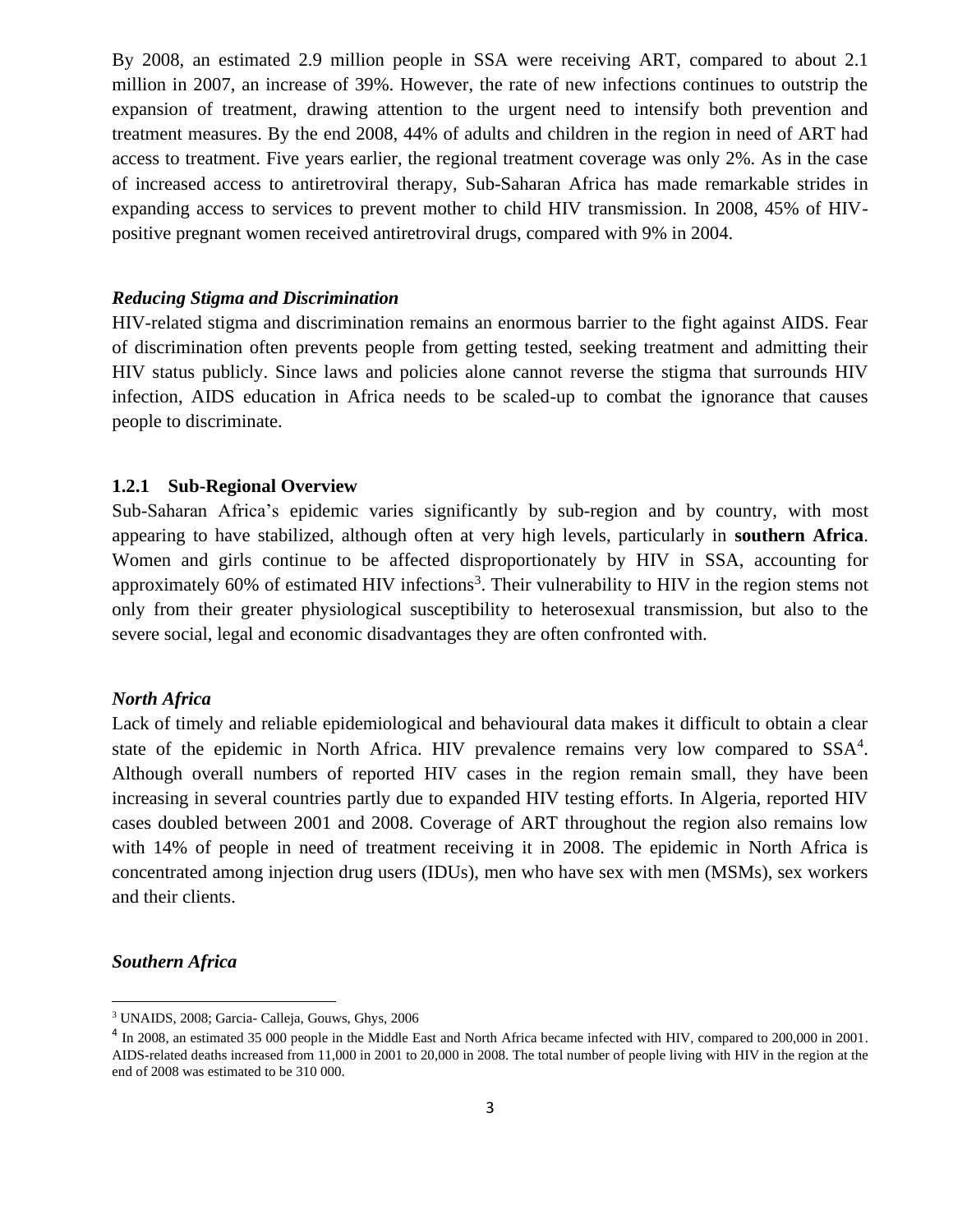By 2008, an estimated 2.9 million people in SSA were receiving ART, compared to about 2.1 million in 2007, an increase of 39%. However, the rate of new infections continues to outstrip the expansion of treatment, drawing attention to the urgent need to intensify both prevention and treatment measures. By the end 2008, 44% of adults and children in the region in need of ART had access to treatment. Five years earlier, the regional treatment coverage was only 2%. As in the case of increased access to antiretroviral therapy, Sub-Saharan Africa has made remarkable strides in expanding access to services to prevent mother to child HIV transmission. In 2008, 45% of HIV-positive pregnant women received antiretroviral drugs, compared with 9% in 2004.

***Reducing Stigma and Discrimination***

HIV-related stigma and discrimination remains an enormous barrier to the fight against AIDS. Fear of discrimination often prevents people from getting tested, seeking treatment and admitting their HIV status publicly. Since laws and policies alone cannot reverse the stigma that surrounds HIV infection, AIDS education in Africa needs to be scaled-up to combat the ignorance that causes people to discriminate.

### 1.2.1 Sub-Regional Overview

Sub-Saharan Africa's epidemic varies significantly by sub-region and by country, with most appearing to have stabilized, although often at very high levels, particularly in **southern Africa**. Women and girls continue to be affected disproportionately by HIV in SSA, accounting for approximately 60% of estimated HIV infections[3]. Their vulnerability to HIV in the region stems not only from their greater physiological susceptibility to heterosexual transmission, but also to the severe social, legal and economic disadvantages they are often confronted with.

***North Africa***

Lack of timely and reliable epidemiological and behavioural data makes it difficult to obtain a clear state of the epidemic in North Africa. HIV prevalence remains very low compared to SSA[4]. Although overall numbers of reported HIV cases in the region remain small, they have been increasing in several countries partly due to expanded HIV testing efforts. In Algeria, reported HIV cases doubled between 2001 and 2008. Coverage of ART throughout the region also remains low with 14% of people in need of treatment receiving it in 2008. The epidemic in North Africa is concentrated among injection drug users (IDUs), men who have sex with men (MSMs), sex workers and their clients.

***Southern Africa***

[3] UNAIDS, 2008; Garcia- Calleja, Gouws, Ghys, 2006

[4] In 2008, an estimated 35 000 people in the Middle East and North Africa became infected with HIV, compared to 200,000 in 2001. AIDS-related deaths increased from 11,000 in 2001 to 20,000 in 2008. The total number of people living with HIV in the region at the end of 2008 was estimated to be 310 000.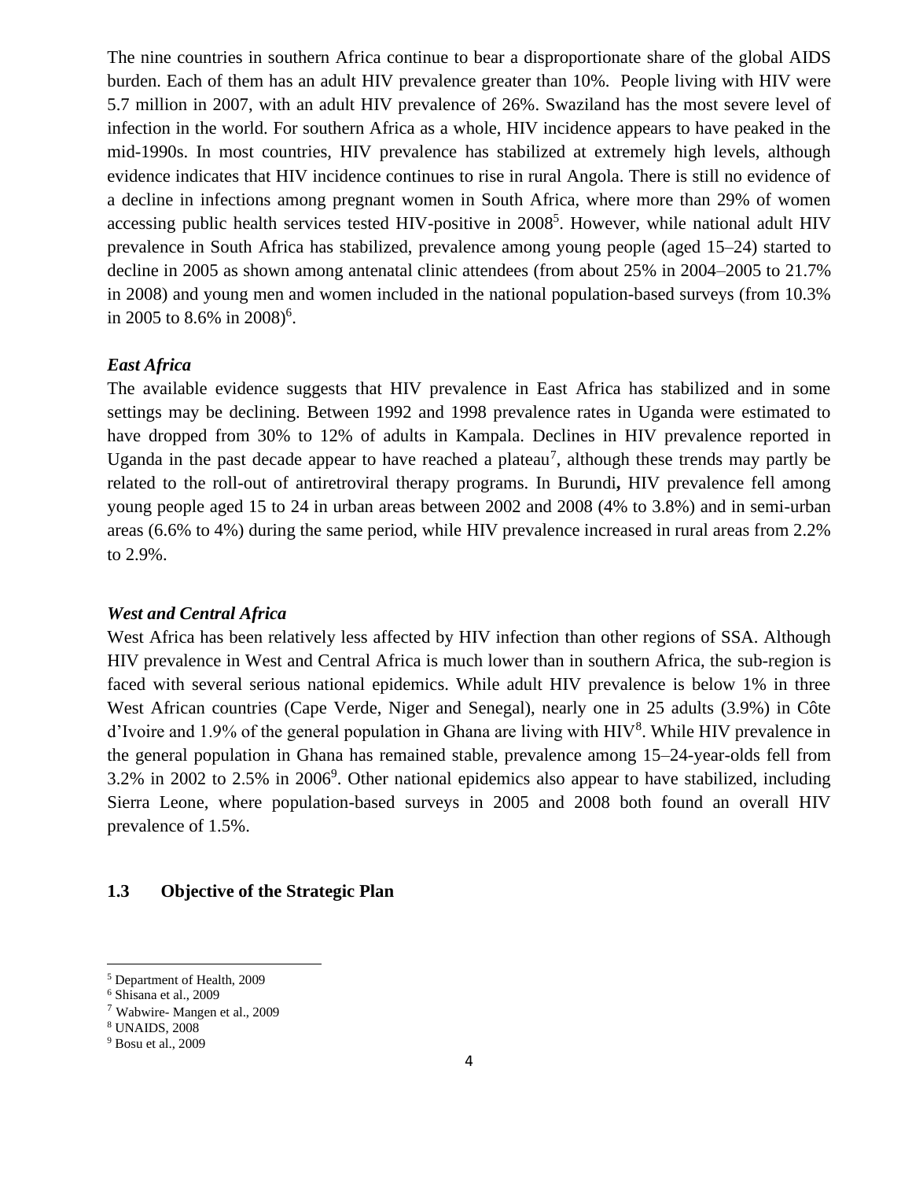The nine countries in southern Africa continue to bear a disproportionate share of the global AIDS burden. Each of them has an adult HIV prevalence greater than 10%. People living with HIV were 5.7 million in 2007, with an adult HIV prevalence of 26%. Swaziland has the most severe level of infection in the world. For southern Africa as a whole, HIV incidence appears to have peaked in the mid-1990s. In most countries, HIV prevalence has stabilized at extremely high levels, although evidence indicates that HIV incidence continues to rise in rural Angola. There is still no evidence of a decline in infections among pregnant women in South Africa, where more than 29% of women accessing public health services tested HIV-positive in 2008[5]. However, while national adult HIV prevalence in South Africa has stabilized, prevalence among young people (aged 15–24) started to decline in 2005 as shown among antenatal clinic attendees (from about 25% in 2004–2005 to 21.7% in 2008) and young men and women included in the national population-based surveys (from 10.3% in 2005 to 8.6% in 2008)[6].

***East Africa***

The available evidence suggests that HIV prevalence in East Africa has stabilized and in some settings may be declining. Between 1992 and 1998 prevalence rates in Uganda were estimated to have dropped from 30% to 12% of adults in Kampala. Declines in HIV prevalence reported in Uganda in the past decade appear to have reached a plateau[7], although these trends may partly be related to the roll-out of antiretroviral therapy programs. In Burundi**,** HIV prevalence fell among young people aged 15 to 24 in urban areas between 2002 and 2008 (4% to 3.8%) and in semi-urban areas (6.6% to 4%) during the same period, while HIV prevalence increased in rural areas from 2.2% to 2.9%.

***West and Central Africa***

West Africa has been relatively less affected by HIV infection than other regions of SSA. Although HIV prevalence in West and Central Africa is much lower than in southern Africa, the sub-region is faced with several serious national epidemics. While adult HIV prevalence is below 1% in three West African countries (Cape Verde, Niger and Senegal), nearly one in 25 adults (3.9%) in Côte d'Ivoire and 1.9% of the general population in Ghana are living with HIV[8]. While HIV prevalence in the general population in Ghana has remained stable, prevalence among 15–24-year-olds fell from 3.2% in 2002 to 2.5% in 2006[9]. Other national epidemics also appear to have stabilized, including Sierra Leone, where population-based surveys in 2005 and 2008 both found an overall HIV prevalence of 1.5%.

### 1.3 Objective of the Strategic Plan

---

[5] Department of Health, 2009

[6] Shisana et al., 2009

[7] Wabwire- Mangen et al., 2009

[8] UNAIDS, 2008

[9] Bosu et al., 2009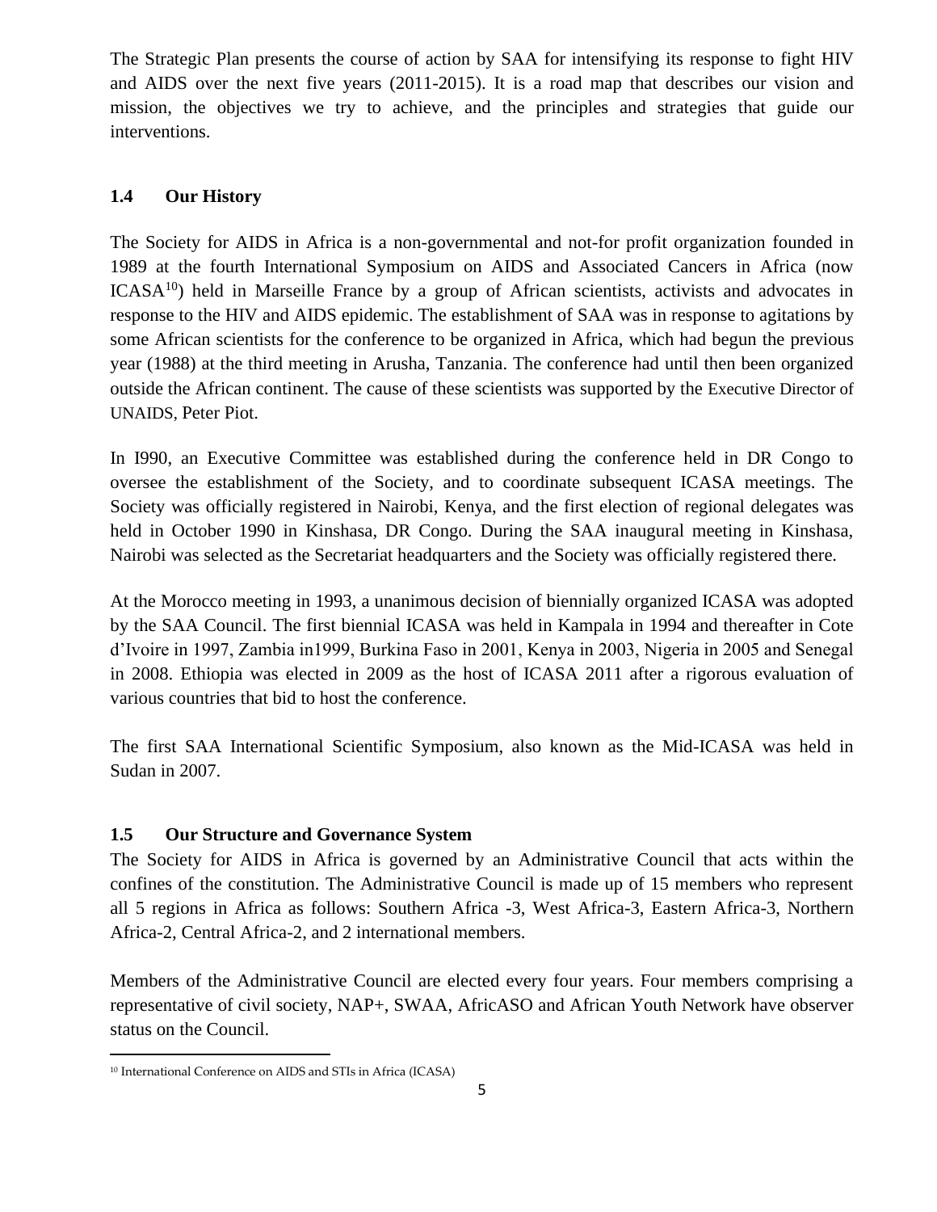The Strategic Plan presents the course of action by SAA for intensifying its response to fight HIV and AIDS over the next five years (2011-2015). It is a road map that describes our vision and mission, the objectives we try to achieve, and the principles and strategies that guide our interventions.

### 1.4 Our History

The Society for AIDS in Africa is a non-governmental and not-for profit organization founded in 1989 at the fourth International Symposium on AIDS and Associated Cancers in Africa (now ICASA[10]) held in Marseille France by a group of African scientists, activists and advocates in response to the HIV and AIDS epidemic. The establishment of SAA was in response to agitations by some African scientists for the conference to be organized in Africa, which had begun the previous year (1988) at the third meeting in Arusha, Tanzania. The conference had until then been organized outside the African continent. The cause of these scientists was supported by the Executive Director of UNAIDS, Peter Piot.

In I990, an Executive Committee was established during the conference held in DR Congo to oversee the establishment of the Society, and to coordinate subsequent ICASA meetings. The Society was officially registered in Nairobi, Kenya, and the first election of regional delegates was held in October 1990 in Kinshasa, DR Congo. During the SAA inaugural meeting in Kinshasa, Nairobi was selected as the Secretariat headquarters and the Society was officially registered there.

At the Morocco meeting in 1993, a unanimous decision of biennially organized ICASA was adopted by the SAA Council. The first biennial ICASA was held in Kampala in 1994 and thereafter in Cote d'Ivoire in 1997, Zambia in1999, Burkina Faso in 2001, Kenya in 2003, Nigeria in 2005 and Senegal in 2008. Ethiopia was elected in 2009 as the host of ICASA 2011 after a rigorous evaluation of various countries that bid to host the conference.

The first SAA International Scientific Symposium, also known as the Mid-ICASA was held in Sudan in 2007.

### 1.5 Our Structure and Governance System

The Society for AIDS in Africa is governed by an Administrative Council that acts within the confines of the constitution. The Administrative Council is made up of 15 members who represent all 5 regions in Africa as follows: Southern Africa -3, West Africa-3, Eastern Africa-3, Northern Africa-2, Central Africa-2, and 2 international members.

Members of the Administrative Council are elected every four years. Four members comprising a representative of civil society, NAP+, SWAA, AfricASO and African Youth Network have observer status on the Council.

[10] International Conference on AIDS and STIs in Africa (ICASA)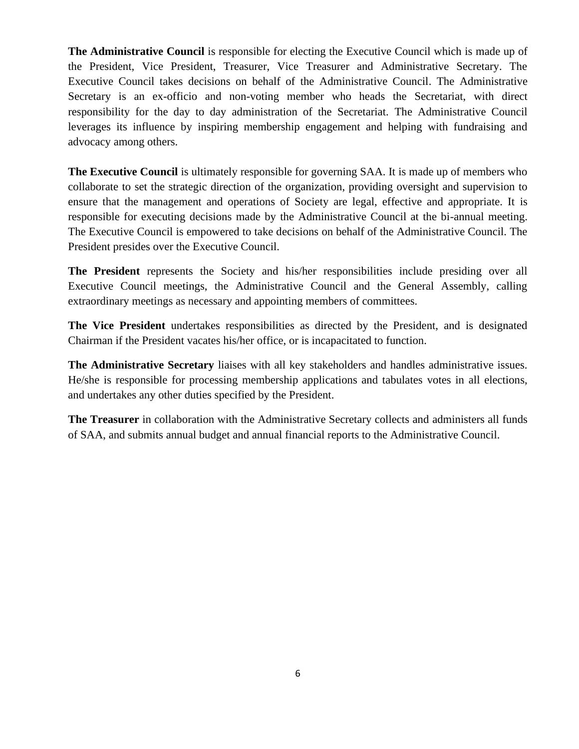**The Administrative Council** is responsible for electing the Executive Council which is made up of the President, Vice President, Treasurer, Vice Treasurer and Administrative Secretary. The Executive Council takes decisions on behalf of the Administrative Council. The Administrative Secretary is an ex-officio and non-voting member who heads the Secretariat, with direct responsibility for the day to day administration of the Secretariat. The Administrative Council leverages its influence by inspiring membership engagement and helping with fundraising and advocacy among others.

**The Executive Council** is ultimately responsible for governing SAA. It is made up of members who collaborate to set the strategic direction of the organization, providing oversight and supervision to ensure that the management and operations of Society are legal, effective and appropriate. It is responsible for executing decisions made by the Administrative Council at the bi-annual meeting. The Executive Council is empowered to take decisions on behalf of the Administrative Council. The President presides over the Executive Council.

**The President** represents the Society and his/her responsibilities include presiding over all Executive Council meetings, the Administrative Council and the General Assembly, calling extraordinary meetings as necessary and appointing members of committees.

**The Vice President** undertakes responsibilities as directed by the President, and is designated Chairman if the President vacates his/her office, or is incapacitated to function.

**The Administrative Secretary** liaises with all key stakeholders and handles administrative issues. He/she is responsible for processing membership applications and tabulates votes in all elections, and undertakes any other duties specified by the President.

**The Treasurer** in collaboration with the Administrative Secretary collects and administers all funds of SAA, and submits annual budget and annual financial reports to the Administrative Council.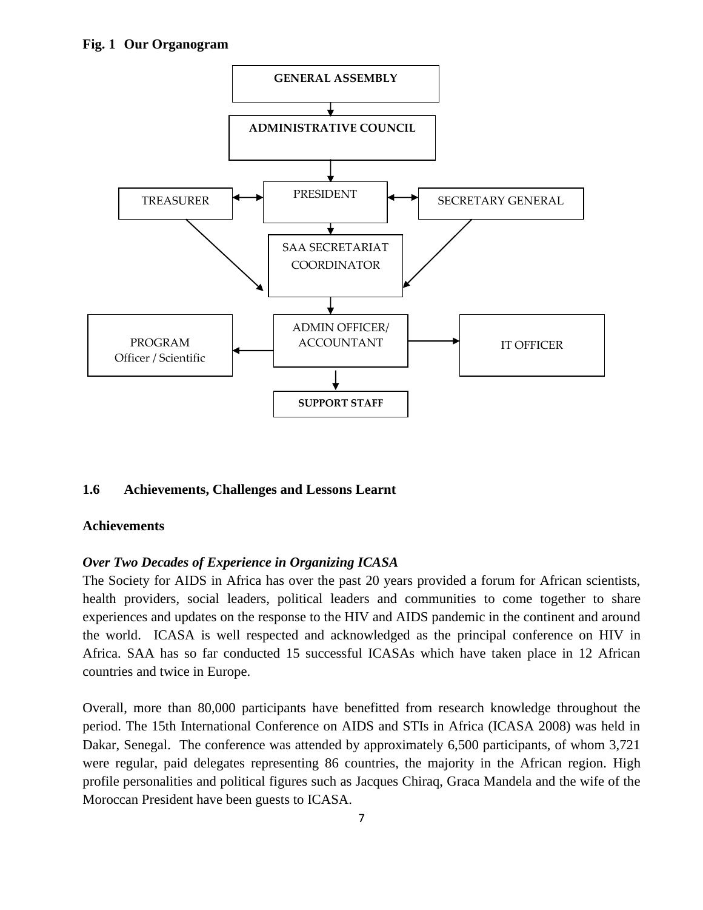**Fig. 1 Our Organogram**

GENERAL ASSEMBLY

ADMINISTRATIVE COUNCIL

TREASURER

PRESIDENT

SECRETARY GENERAL

SAA SECRETARIAT COORDINATOR

PROGRAM Officer / Scientific

ADMIN OFFICER/ ACCOUNTANT

IT OFFICER

SUPPORT STAFF

## 1.6 Achievements, Challenges and Lessons Learnt

### Achievements

***Over Two Decades of Experience in Organizing ICASA***

The Society for AIDS in Africa has over the past 20 years provided a forum for African scientists, health providers, social leaders, political leaders and communities to come together to share experiences and updates on the response to the HIV and AIDS pandemic in the continent and around the world. ICASA is well respected and acknowledged as the principal conference on HIV in Africa. SAA has so far conducted 15 successful ICASAs which have taken place in 12 African countries and twice in Europe.

Overall, more than 80,000 participants have benefitted from research knowledge throughout the period. The 15th International Conference on AIDS and STIs in Africa (ICASA 2008) was held in Dakar, Senegal. The conference was attended by approximately 6,500 participants, of whom 3,721 were regular, paid delegates representing 86 countries, the majority in the African region. High profile personalities and political figures such as Jacques Chirac, Graca Mandela and the wife of the Moroccan President have been guests to ICASA.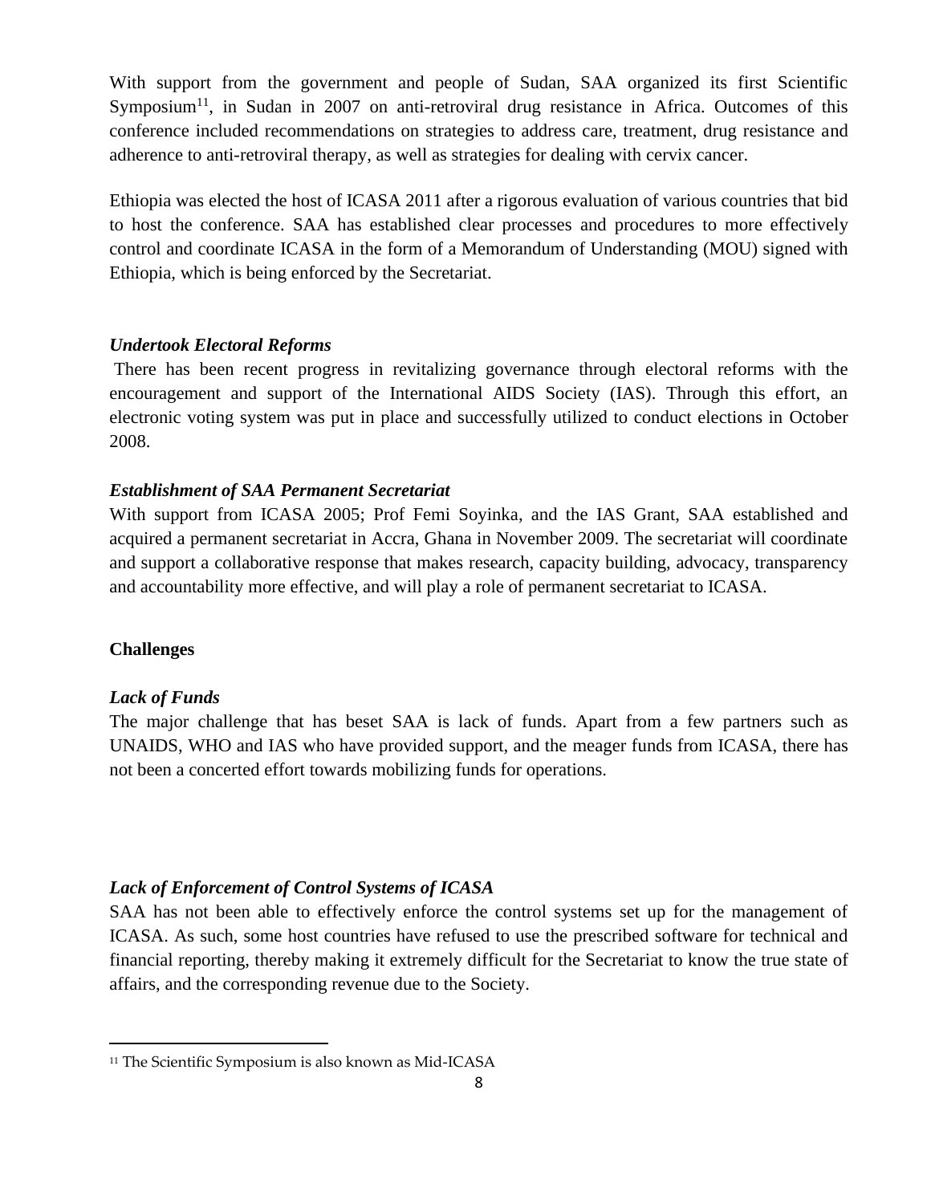With support from the government and people of Sudan, SAA organized its first Scientific Symposium[11], in Sudan in 2007 on anti-retroviral drug resistance in Africa. Outcomes of this conference included recommendations on strategies to address care, treatment, drug resistance and adherence to anti-retroviral therapy, as well as strategies for dealing with cervix cancer.

Ethiopia was elected the host of ICASA 2011 after a rigorous evaluation of various countries that bid to host the conference. SAA has established clear processes and procedures to more effectively control and coordinate ICASA in the form of a Memorandum of Understanding (MOU) signed with Ethiopia, which is being enforced by the Secretariat.

***Undertook Electoral Reforms***

There has been recent progress in revitalizing governance through electoral reforms with the encouragement and support of the International AIDS Society (IAS). Through this effort, an electronic voting system was put in place and successfully utilized to conduct elections in October 2008.

***Establishment of SAA Permanent Secretariat***

With support from ICASA 2005; Prof Femi Soyinka, and the IAS Grant, SAA established and acquired a permanent secretariat in Accra, Ghana in November 2009. The secretariat will coordinate and support a collaborative response that makes research, capacity building, advocacy, transparency and accountability more effective, and will play a role of permanent secretariat to ICASA.

**Challenges**

***Lack of Funds***

The major challenge that has beset SAA is lack of funds. Apart from a few partners such as UNAIDS, WHO and IAS who have provided support, and the meager funds from ICASA, there has not been a concerted effort towards mobilizing funds for operations.

***Lack of Enforcement of Control Systems of ICASA***

SAA has not been able to effectively enforce the control systems set up for the management of ICASA. As such, some host countries have refused to use the prescribed software for technical and financial reporting, thereby making it extremely difficult for the Secretariat to know the true state of affairs, and the corresponding revenue due to the Society.

[11] The Scientific Symposium is also known as Mid-ICASA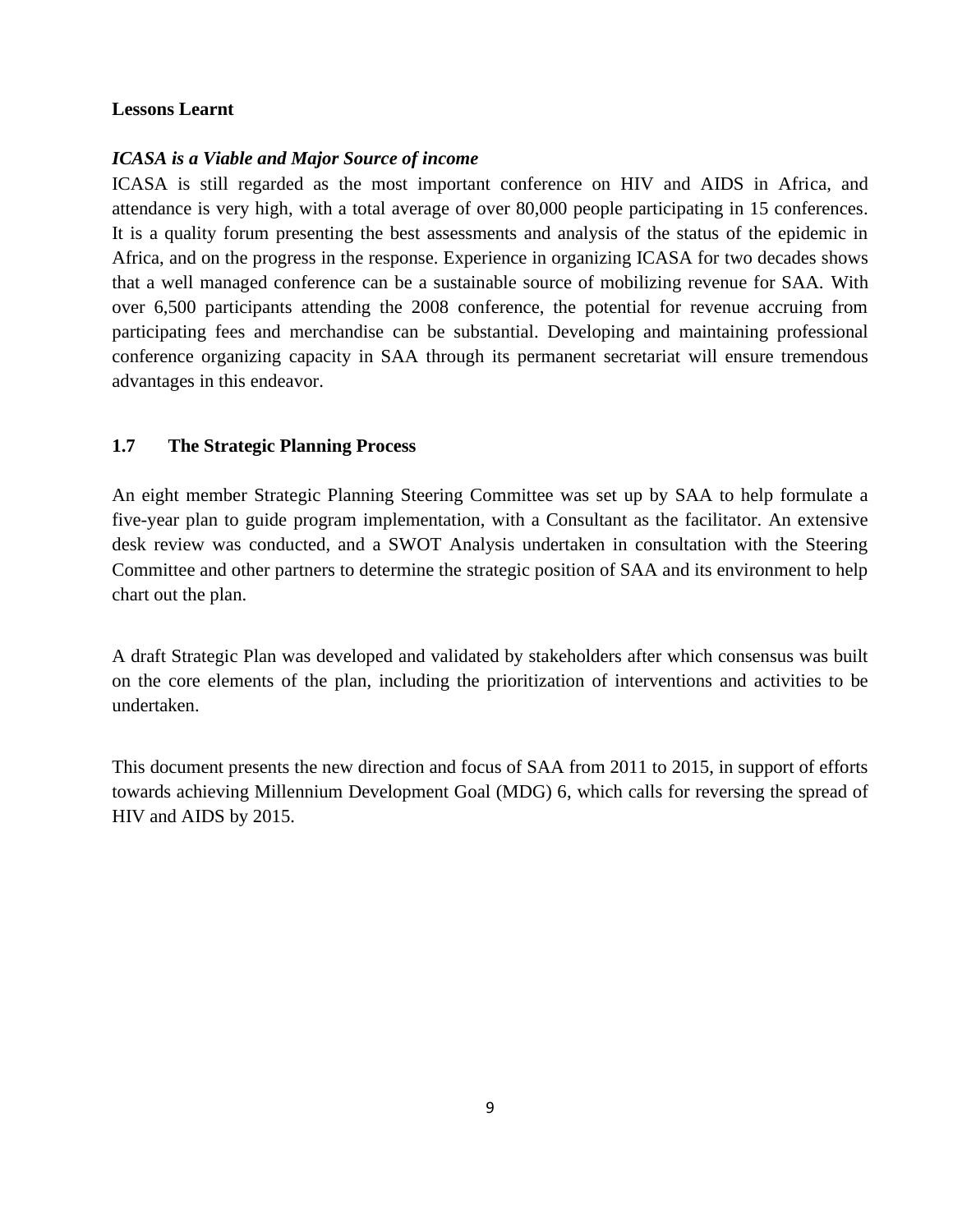**Lessons Learnt**

***ICASA is a Viable and Major Source of income***

ICASA is still regarded as the most important conference on HIV and AIDS in Africa, and attendance is very high, with a total average of over 80,000 people participating in 15 conferences. It is a quality forum presenting the best assessments and analysis of the status of the epidemic in Africa, and on the progress in the response. Experience in organizing ICASA for two decades shows that a well managed conference can be a sustainable source of mobilizing revenue for SAA. With over 6,500 participants attending the 2008 conference, the potential for revenue accruing from participating fees and merchandise can be substantial. Developing and maintaining professional conference organizing capacity in SAA through its permanent secretariat will ensure tremendous advantages in this endeavor.

### 1.7 The Strategic Planning Process

An eight member Strategic Planning Steering Committee was set up by SAA to help formulate a five-year plan to guide program implementation, with a Consultant as the facilitator. An extensive desk review was conducted, and a SWOT Analysis undertaken in consultation with the Steering Committee and other partners to determine the strategic position of SAA and its environment to help chart out the plan.

A draft Strategic Plan was developed and validated by stakeholders after which consensus was built on the core elements of the plan, including the prioritization of interventions and activities to be undertaken.

This document presents the new direction and focus of SAA from 2011 to 2015, in support of efforts towards achieving Millennium Development Goal (MDG) 6, which calls for reversing the spread of HIV and AIDS by 2015.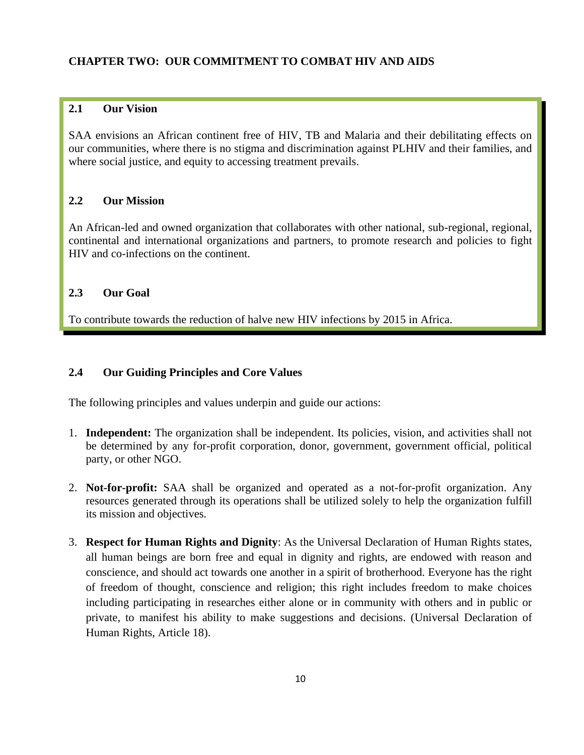# CHAPTER TWO: OUR COMMITMENT TO COMBAT HIV AND AIDS

## 2.1 Our Vision

SAA envisions an African continent free of HIV, TB and Malaria and their debilitating effects on our communities, where there is no stigma and discrimination against PLHIV and their families, and where social justice, and equity to accessing treatment prevails.

## 2.2 Our Mission

An African-led and owned organization that collaborates with other national, sub-regional, regional, continental and international organizations and partners, to promote research and policies to fight HIV and co-infections on the continent.

## 2.3 Our Goal

To contribute towards the reduction of halve new HIV infections by 2015 in Africa.

## 2.4 Our Guiding Principles and Core Values

The following principles and values underpin and guide our actions:

1. **Independent:** The organization shall be independent. Its policies, vision, and activities shall not be determined by any for-profit corporation, donor, government, government official, political party, or other NGO.

2. **Not-for-profit:** SAA shall be organized and operated as a not-for-profit organization. Any resources generated through its operations shall be utilized solely to help the organization fulfill its mission and objectives.

3. **Respect for Human Rights and Dignity**: As the Universal Declaration of Human Rights states, all human beings are born free and equal in dignity and rights, are endowed with reason and conscience, and should act towards one another in a spirit of brotherhood. Everyone has the right of freedom of thought, conscience and religion; this right includes freedom to make choices including participating in researches either alone or in community with others and in public or private, to manifest his ability to make suggestions and decisions. (Universal Declaration of Human Rights, Article 18).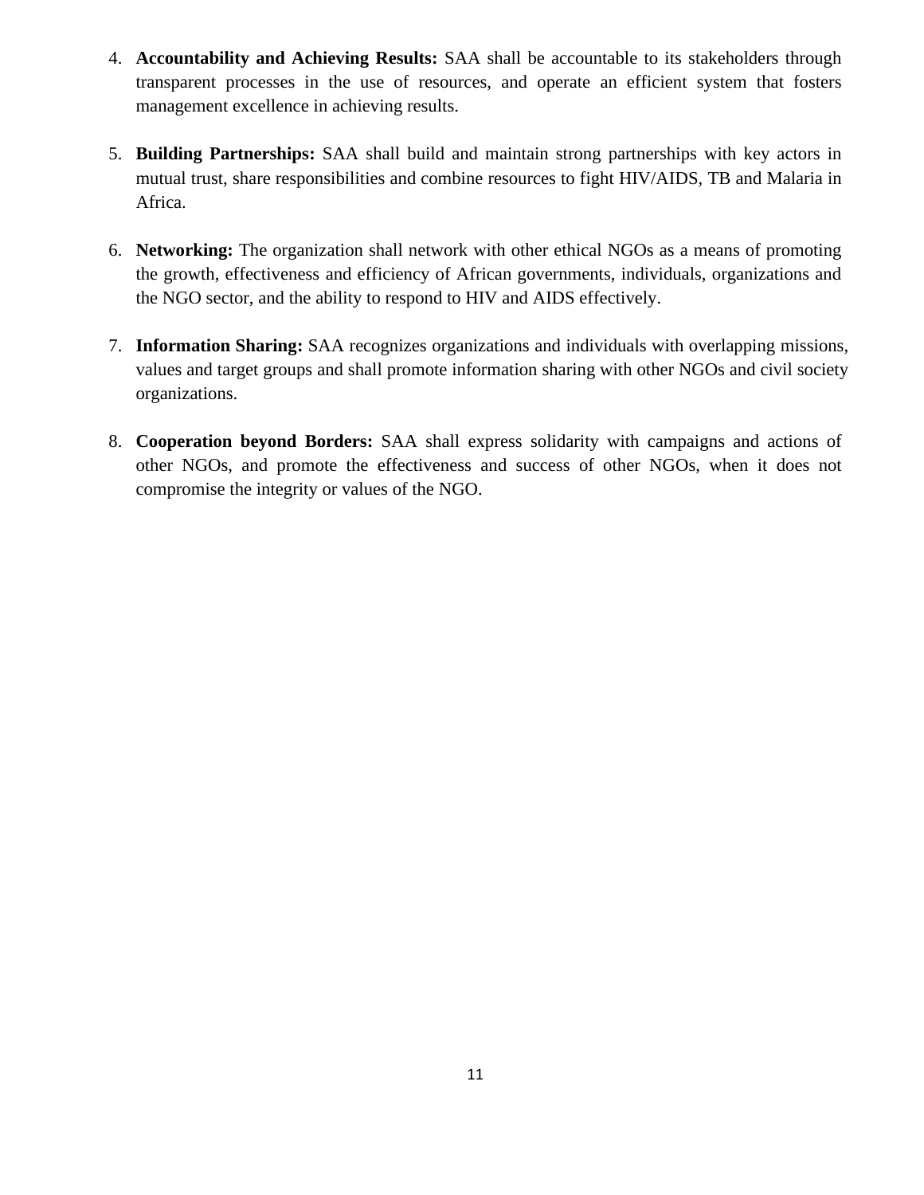4. **Accountability and Achieving Results:** SAA shall be accountable to its stakeholders through transparent processes in the use of resources, and operate an efficient system that fosters management excellence in achieving results.

5. **Building Partnerships:** SAA shall build and maintain strong partnerships with key actors in mutual trust, share responsibilities and combine resources to fight HIV/AIDS, TB and Malaria in Africa.

6. **Networking:** The organization shall network with other ethical NGOs as a means of promoting the growth, effectiveness and efficiency of African governments, individuals, organizations and the NGO sector, and the ability to respond to HIV and AIDS effectively.

7. **Information Sharing:** SAA recognizes organizations and individuals with overlapping missions, values and target groups and shall promote information sharing with other NGOs and civil society organizations.

8. **Cooperation beyond Borders:** SAA shall express solidarity with campaigns and actions of other NGOs, and promote the effectiveness and success of other NGOs, when it does not compromise the integrity or values of the NGO.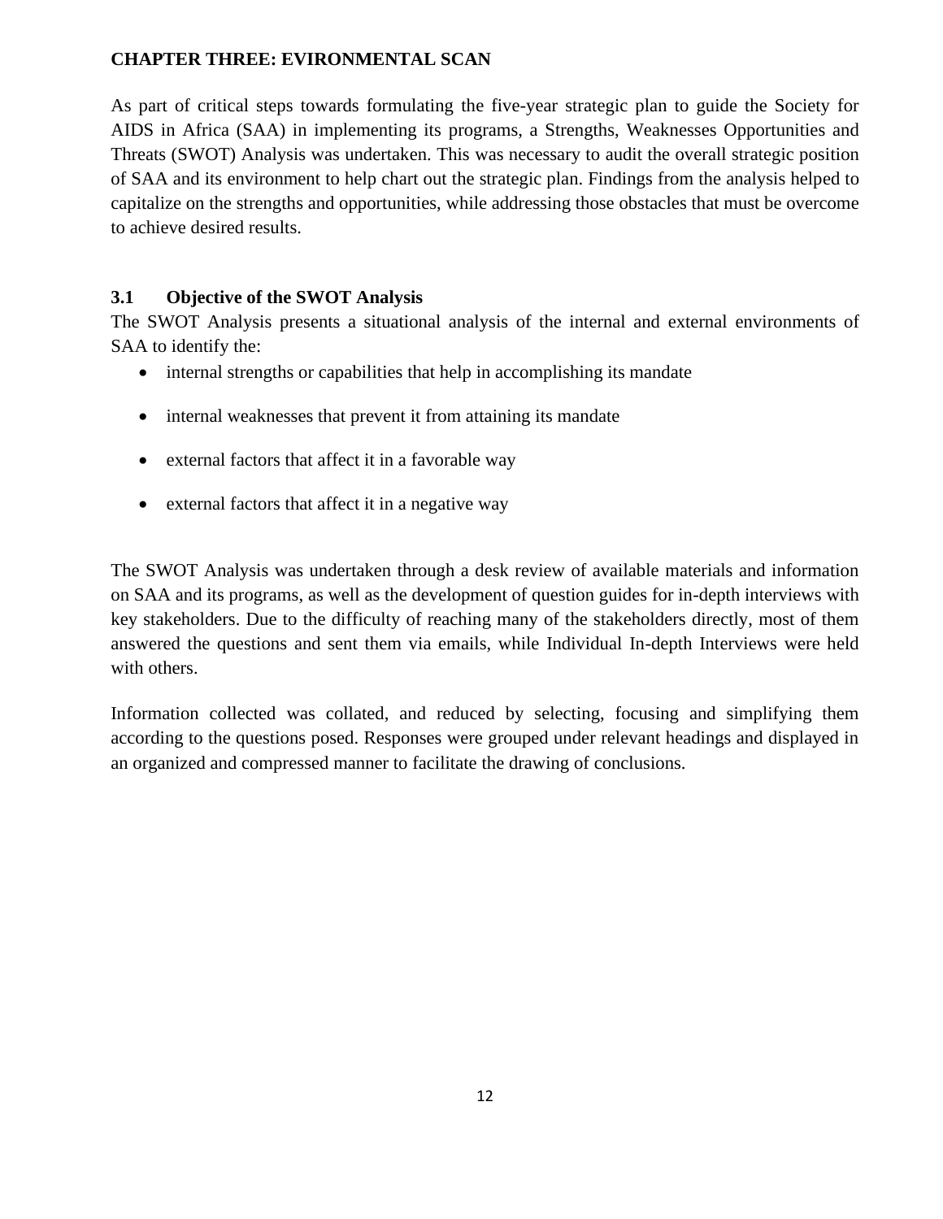# CHAPTER THREE: EVIRONMENTAL SCAN

As part of critical steps towards formulating the five-year strategic plan to guide the Society for AIDS in Africa (SAA) in implementing its programs, a Strengths, Weaknesses Opportunities and Threats (SWOT) Analysis was undertaken. This was necessary to audit the overall strategic position of SAA and its environment to help chart out the strategic plan. Findings from the analysis helped to capitalize on the strengths and opportunities, while addressing those obstacles that must be overcome to achieve desired results.

## 3.1 Objective of the SWOT Analysis

The SWOT Analysis presents a situational analysis of the internal and external environments of SAA to identify the:

- internal strengths or capabilities that help in accomplishing its mandate
- internal weaknesses that prevent it from attaining its mandate
- external factors that affect it in a favorable way
- external factors that affect it in a negative way

The SWOT Analysis was undertaken through a desk review of available materials and information on SAA and its programs, as well as the development of question guides for in-depth interviews with key stakeholders. Due to the difficulty of reaching many of the stakeholders directly, most of them answered the questions and sent them via emails, while Individual In-depth Interviews were held with others.

Information collected was collated, and reduced by selecting, focusing and simplifying them according to the questions posed. Responses were grouped under relevant headings and displayed in an organized and compressed manner to facilitate the drawing of conclusions.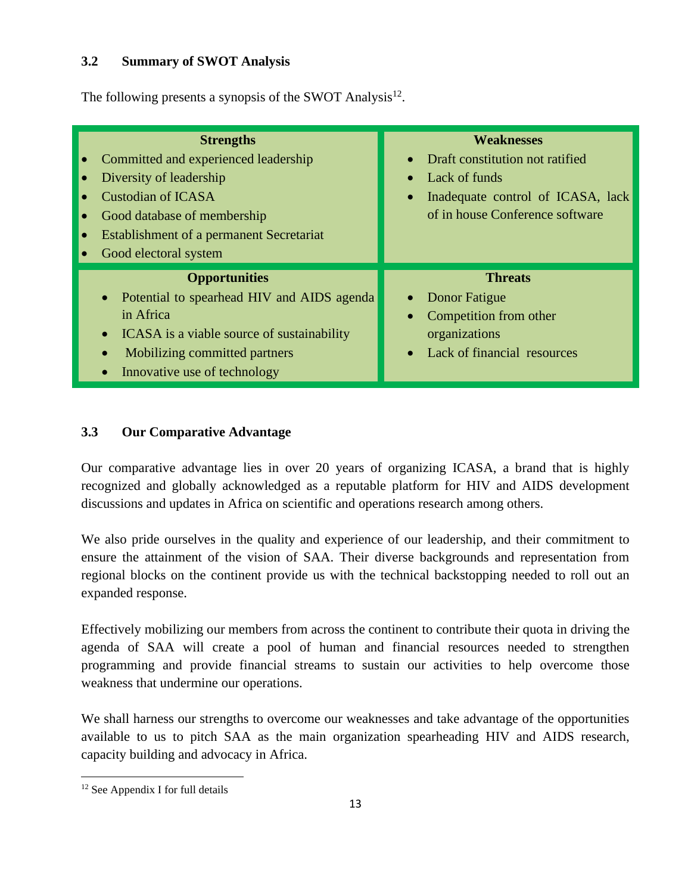### 3.2 Summary of SWOT Analysis

The following presents a synopsis of the SWOT Analysis[12].

| Strengths | Weaknesses |
|---|---|
| • Committed and experienced leadership<br>• Diversity of leadership<br>• Custodian of ICASA<br>• Good database of membership<br>• Establishment of a permanent Secretariat<br>• Good electoral system | • Draft constitution not ratified<br>• Lack of funds<br>• Inadequate control of ICASA, lack of in house Conference software |
| **Opportunities** | **Threats** |
| • Potential to spearhead HIV and AIDS agenda in Africa<br>• ICASA is a viable source of sustainability<br>• Mobilizing committed partners<br>• Innovative use of technology | • Donor Fatigue<br>• Competition from other organizations<br>• Lack of financial resources |

### 3.3 Our Comparative Advantage

Our comparative advantage lies in over 20 years of organizing ICASA, a brand that is highly recognized and globally acknowledged as a reputable platform for HIV and AIDS development discussions and updates in Africa on scientific and operations research among others.

We also pride ourselves in the quality and experience of our leadership, and their commitment to ensure the attainment of the vision of SAA. Their diverse backgrounds and representation from regional blocks on the continent provide us with the technical backstopping needed to roll out an expanded response.

Effectively mobilizing our members from across the continent to contribute their quota in driving the agenda of SAA will create a pool of human and financial resources needed to strengthen programming and provide financial streams to sustain our activities to help overcome those weakness that undermine our operations.

We shall harness our strengths to overcome our weaknesses and take advantage of the opportunities available to us to pitch SAA as the main organization spearheading HIV and AIDS research, capacity building and advocacy in Africa.

---

[12] See Appendix I for full details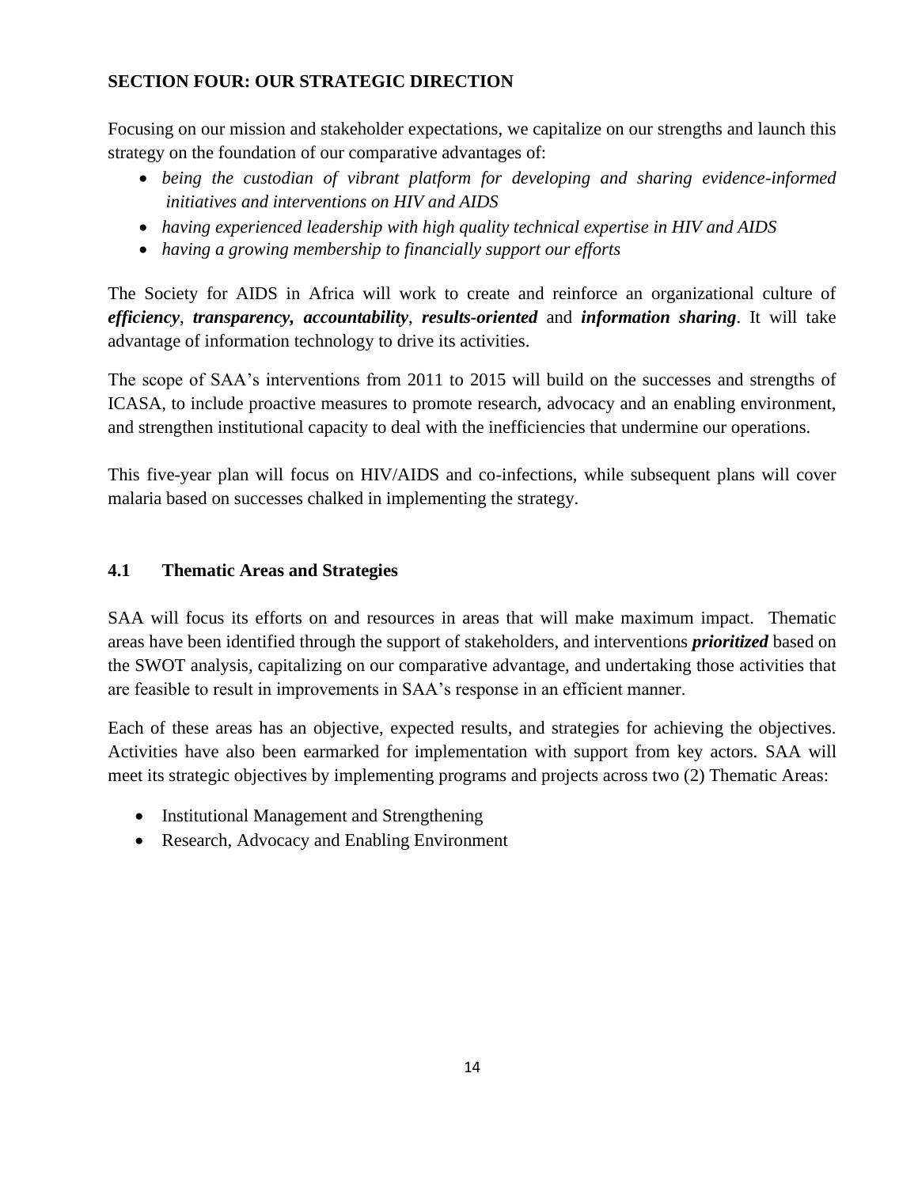## SECTION FOUR: OUR STRATEGIC DIRECTION

Focusing on our mission and stakeholder expectations, we capitalize on our strengths and launch this strategy on the foundation of our comparative advantages of:

- *being the custodian of vibrant platform for developing and sharing evidence-informed initiatives and interventions on HIV and AIDS*
- *having experienced leadership with high quality technical expertise in HIV and AIDS*
- *having a growing membership to financially support our efforts*

The Society for AIDS in Africa will work to create and reinforce an organizational culture of ***efficiency***, ***transparency, accountability***, ***results-oriented*** and ***information sharing***. It will take advantage of information technology to drive its activities.

The scope of SAA's interventions from 2011 to 2015 will build on the successes and strengths of ICASA, to include proactive measures to promote research, advocacy and an enabling environment, and strengthen institutional capacity to deal with the inefficiencies that undermine our operations.

This five-year plan will focus on HIV/AIDS and co-infections, while subsequent plans will cover malaria based on successes chalked in implementing the strategy.

### 4.1 Thematic Areas and Strategies

SAA will focus its efforts on and resources in areas that will make maximum impact. Thematic areas have been identified through the support of stakeholders, and interventions ***prioritized*** based on the SWOT analysis, capitalizing on our comparative advantage, and undertaking those activities that are feasible to result in improvements in SAA's response in an efficient manner.

Each of these areas has an objective, expected results, and strategies for achieving the objectives. Activities have also been earmarked for implementation with support from key actors. SAA will meet its strategic objectives by implementing programs and projects across two (2) Thematic Areas:

- Institutional Management and Strengthening
- Research, Advocacy and Enabling Environment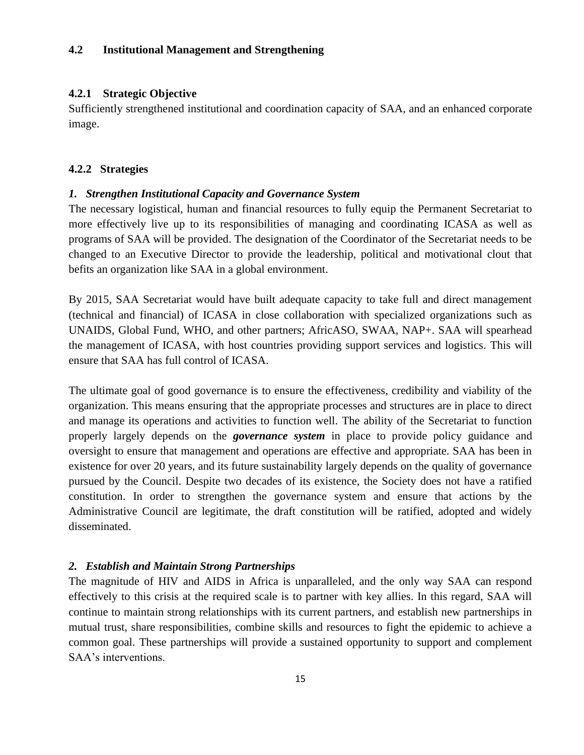## 4.2 Institutional Management and Strengthening

### 4.2.1 Strategic Objective

Sufficiently strengthened institutional and coordination capacity of SAA, and an enhanced corporate image.

### 4.2.2 Strategies

#### *1. Strengthen Institutional Capacity and Governance System*

The necessary logistical, human and financial resources to fully equip the Permanent Secretariat to more effectively live up to its responsibilities of managing and coordinating ICASA as well as programs of SAA will be provided. The designation of the Coordinator of the Secretariat needs to be changed to an Executive Director to provide the leadership, political and motivational clout that befits an organization like SAA in a global environment.

By 2015, SAA Secretariat would have built adequate capacity to take full and direct management (technical and financial) of ICASA in close collaboration with specialized organizations such as UNAIDS, Global Fund, WHO, and other partners; AfricASO, SWAA, NAP+. SAA will spearhead the management of ICASA, with host countries providing support services and logistics. This will ensure that SAA has full control of ICASA.

The ultimate goal of good governance is to ensure the effectiveness, credibility and viability of the organization. This means ensuring that the appropriate processes and structures are in place to direct and manage its operations and activities to function well. The ability of the Secretariat to function properly largely depends on the ***governance system*** in place to provide policy guidance and oversight to ensure that management and operations are effective and appropriate. SAA has been in existence for over 20 years, and its future sustainability largely depends on the quality of governance pursued by the Council. Despite two decades of its existence, the Society does not have a ratified constitution. In order to strengthen the governance system and ensure that actions by the Administrative Council are legitimate, the draft constitution will be ratified, adopted and widely disseminated.

#### *2. Establish and Maintain Strong Partnerships*

The magnitude of HIV and AIDS in Africa is unparalleled, and the only way SAA can respond effectively to this crisis at the required scale is to partner with key allies. In this regard, SAA will continue to maintain strong relationships with its current partners, and establish new partnerships in mutual trust, share responsibilities, combine skills and resources to fight the epidemic to achieve a common goal. These partnerships will provide a sustained opportunity to support and complement SAA's interventions.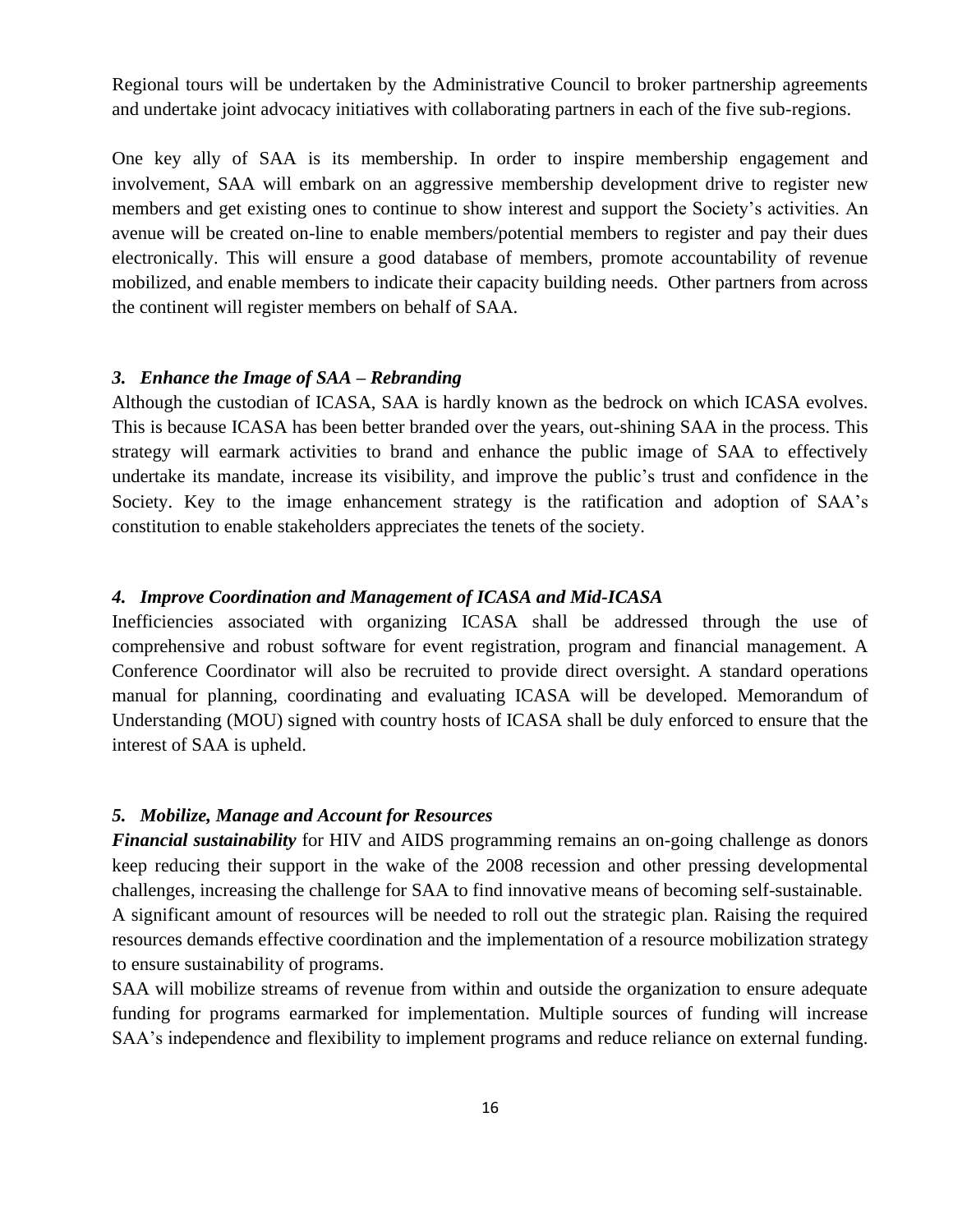Regional tours will be undertaken by the Administrative Council to broker partnership agreements and undertake joint advocacy initiatives with collaborating partners in each of the five sub-regions.

One key ally of SAA is its membership. In order to inspire membership engagement and involvement, SAA will embark on an aggressive membership development drive to register new members and get existing ones to continue to show interest and support the Society's activities. An avenue will be created on-line to enable members/potential members to register and pay their dues electronically. This will ensure a good database of members, promote accountability of revenue mobilized, and enable members to indicate their capacity building needs. Other partners from across the continent will register members on behalf of SAA.

### *3. Enhance the Image of SAA – Rebranding*

Although the custodian of ICASA, SAA is hardly known as the bedrock on which ICASA evolves. This is because ICASA has been better branded over the years, out-shining SAA in the process. This strategy will earmark activities to brand and enhance the public image of SAA to effectively undertake its mandate, increase its visibility, and improve the public's trust and confidence in the Society. Key to the image enhancement strategy is the ratification and adoption of SAA's constitution to enable stakeholders appreciates the tenets of the society.

### *4. Improve Coordination and Management of ICASA and Mid-ICASA*

Inefficiencies associated with organizing ICASA shall be addressed through the use of comprehensive and robust software for event registration, program and financial management. A Conference Coordinator will also be recruited to provide direct oversight. A standard operations manual for planning, coordinating and evaluating ICASA will be developed. Memorandum of Understanding (MOU) signed with country hosts of ICASA shall be duly enforced to ensure that the interest of SAA is upheld.

### *5. Mobilize, Manage and Account for Resources*

***Financial sustainability*** for HIV and AIDS programming remains an on-going challenge as donors keep reducing their support in the wake of the 2008 recession and other pressing developmental challenges, increasing the challenge for SAA to find innovative means of becoming self-sustainable.
A significant amount of resources will be needed to roll out the strategic plan. Raising the required resources demands effective coordination and the implementation of a resource mobilization strategy to ensure sustainability of programs.
SAA will mobilize streams of revenue from within and outside the organization to ensure adequate funding for programs earmarked for implementation. Multiple sources of funding will increase SAA's independence and flexibility to implement programs and reduce reliance on external funding.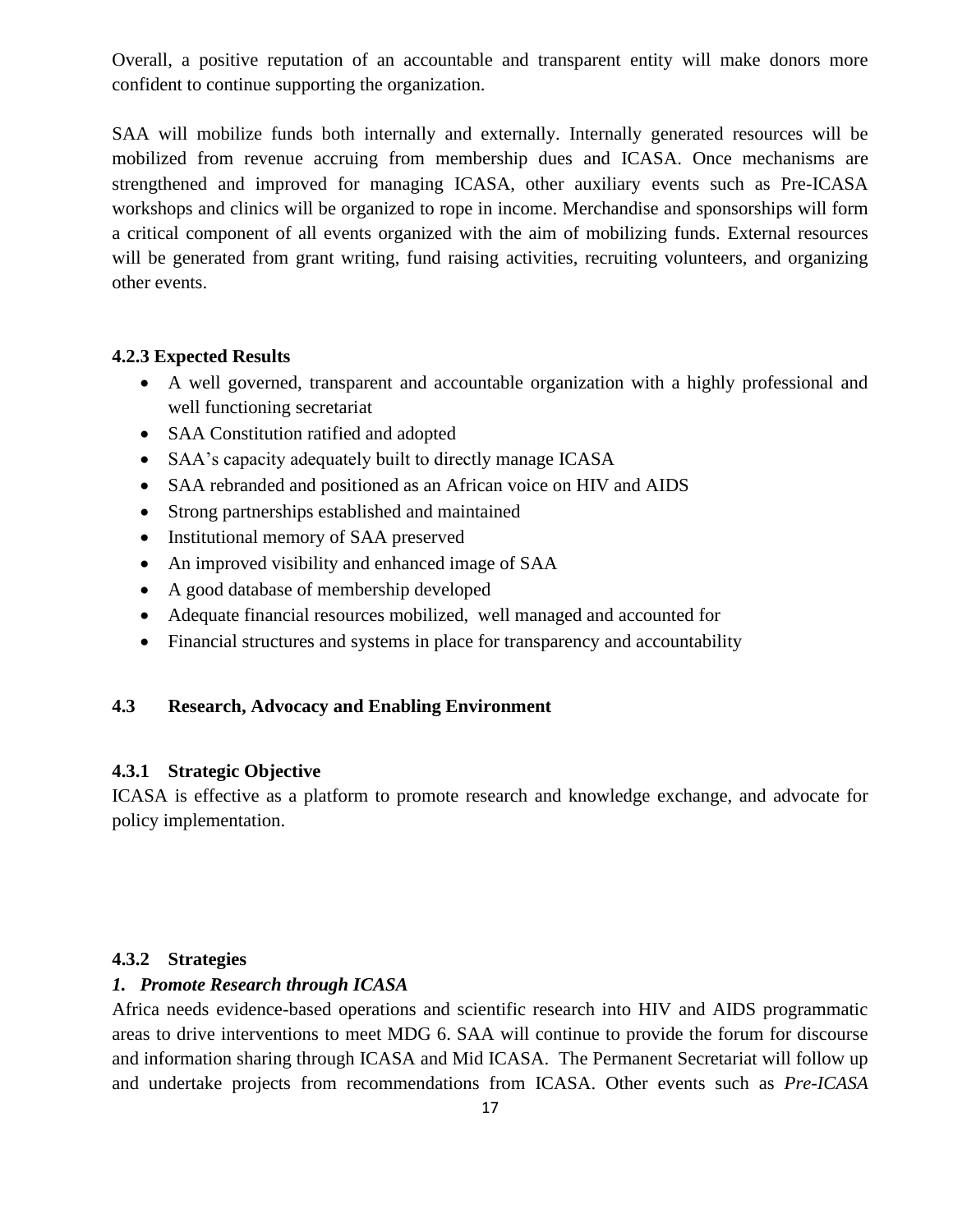Overall, a positive reputation of an accountable and transparent entity will make donors more confident to continue supporting the organization.

SAA will mobilize funds both internally and externally. Internally generated resources will be mobilized from revenue accruing from membership dues and ICASA. Once mechanisms are strengthened and improved for managing ICASA, other auxiliary events such as Pre-ICASA workshops and clinics will be organized to rope in income. Merchandise and sponsorships will form a critical component of all events organized with the aim of mobilizing funds. External resources will be generated from grant writing, fund raising activities, recruiting volunteers, and organizing other events.

#### 4.2.3 Expected Results

- A well governed, transparent and accountable organization with a highly professional and well functioning secretariat
- SAA Constitution ratified and adopted
- SAA's capacity adequately built to directly manage ICASA
- SAA rebranded and positioned as an African voice on HIV and AIDS
- Strong partnerships established and maintained
- Institutional memory of SAA preserved
- An improved visibility and enhanced image of SAA
- A good database of membership developed
- Adequate financial resources mobilized, well managed and accounted for
- Financial structures and systems in place for transparency and accountability

### 4.3 Research, Advocacy and Enabling Environment

#### 4.3.1 Strategic Objective

ICASA is effective as a platform to promote research and knowledge exchange, and advocate for policy implementation.

#### 4.3.2 Strategies

***1. Promote Research through ICASA***

Africa needs evidence-based operations and scientific research into HIV and AIDS programmatic areas to drive interventions to meet MDG 6. SAA will continue to provide the forum for discourse and information sharing through ICASA and Mid ICASA. The Permanent Secretariat will follow up and undertake projects from recommendations from ICASA. Other events such as *Pre-ICASA*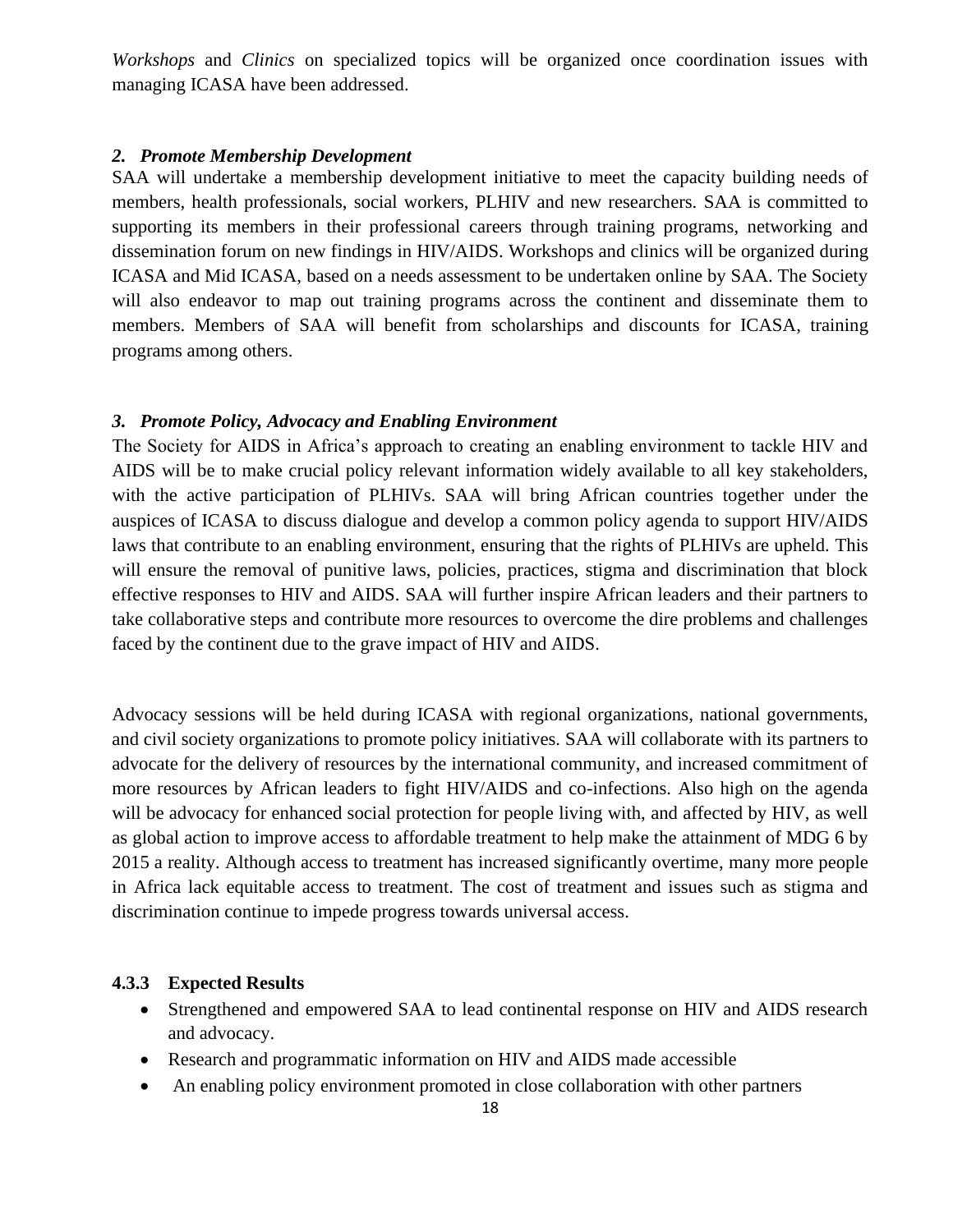*Workshops* and *Clinics* on specialized topics will be organized once coordination issues with managing ICASA have been addressed.

### *2. Promote Membership Development*

SAA will undertake a membership development initiative to meet the capacity building needs of members, health professionals, social workers, PLHIV and new researchers. SAA is committed to supporting its members in their professional careers through training programs, networking and dissemination forum on new findings in HIV/AIDS. Workshops and clinics will be organized during ICASA and Mid ICASA, based on a needs assessment to be undertaken online by SAA. The Society will also endeavor to map out training programs across the continent and disseminate them to members. Members of SAA will benefit from scholarships and discounts for ICASA, training programs among others.

### *3. Promote Policy, Advocacy and Enabling Environment*

The Society for AIDS in Africa's approach to creating an enabling environment to tackle HIV and AIDS will be to make crucial policy relevant information widely available to all key stakeholders, with the active participation of PLHIVs. SAA will bring African countries together under the auspices of ICASA to discuss dialogue and develop a common policy agenda to support HIV/AIDS laws that contribute to an enabling environment, ensuring that the rights of PLHIVs are upheld. This will ensure the removal of punitive laws, policies, practices, stigma and discrimination that block effective responses to HIV and AIDS. SAA will further inspire African leaders and their partners to take collaborative steps and contribute more resources to overcome the dire problems and challenges faced by the continent due to the grave impact of HIV and AIDS.

Advocacy sessions will be held during ICASA with regional organizations, national governments, and civil society organizations to promote policy initiatives. SAA will collaborate with its partners to advocate for the delivery of resources by the international community, and increased commitment of more resources by African leaders to fight HIV/AIDS and co-infections. Also high on the agenda will be advocacy for enhanced social protection for people living with, and affected by HIV, as well as global action to improve access to affordable treatment to help make the attainment of MDG 6 by 2015 a reality. Although access to treatment has increased significantly overtime, many more people in Africa lack equitable access to treatment. The cost of treatment and issues such as stigma and discrimination continue to impede progress towards universal access.

### 4.3.3 Expected Results

- Strengthened and empowered SAA to lead continental response on HIV and AIDS research and advocacy.
- Research and programmatic information on HIV and AIDS made accessible
- An enabling policy environment promoted in close collaboration with other partners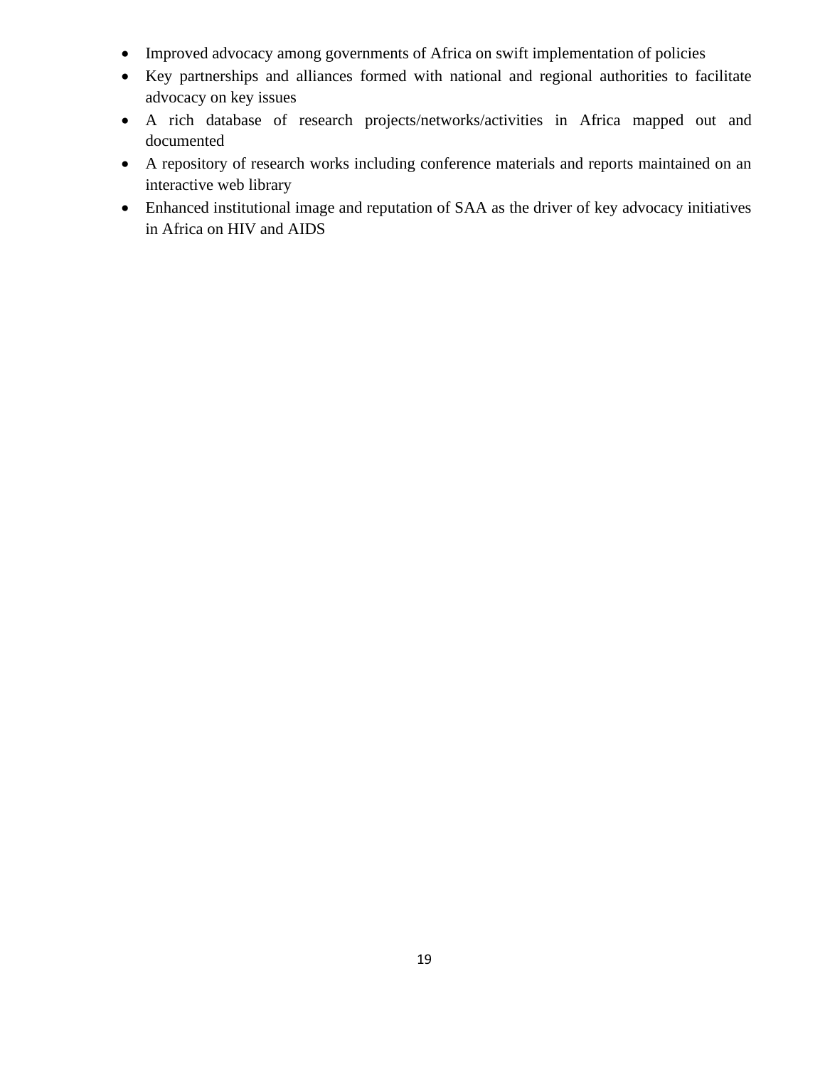- Improved advocacy among governments of Africa on swift implementation of policies
- Key partnerships and alliances formed with national and regional authorities to facilitate advocacy on key issues
- A rich database of research projects/networks/activities in Africa mapped out and documented
- A repository of research works including conference materials and reports maintained on an interactive web library
- Enhanced institutional image and reputation of SAA as the driver of key advocacy initiatives in Africa on HIV and AIDS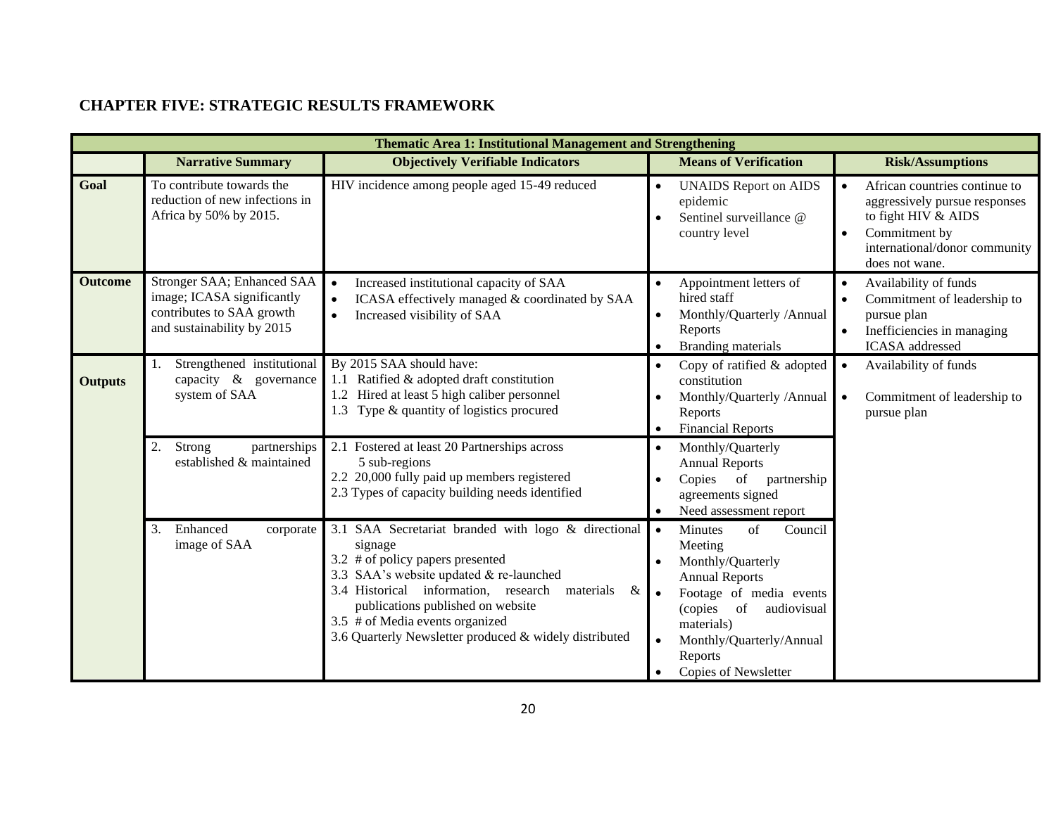## CHAPTER FIVE: STRATEGIC RESULTS FRAMEWORK

| Thematic Area 1: Institutional Management and Strengthening | | | | |
|---|---|---|---|---|
| | **Narrative Summary** | **Objectively Verifiable Indicators** | **Means of Verification** | **Risk/Assumptions** |
| **Goal** | To contribute towards the reduction of new infections in Africa by 50% by 2015. | HIV incidence among people aged 15-49 reduced | • UNAIDS Report on AIDS epidemic<br>• Sentinel surveillance @ country level | • African countries continue to aggressively pursue responses to fight HIV & AIDS<br>• Commitment by international/donor community does not wane. |
| **Outcome** | Stronger SAA; Enhanced SAA image; ICASA significantly contributes to SAA growth and sustainability by 2015 | • Increased institutional capacity of SAA<br>• ICASA effectively managed & coordinated by SAA<br>• Increased visibility of SAA | • Appointment letters of hired staff<br>• Monthly/Quarterly /Annual Reports<br>• Branding materials | • Availability of funds<br>• Commitment of leadership to pursue plan<br>• Inefficiencies in managing ICASA addressed |
| **Outputs** | 1. Strengthened institutional capacity & governance system of SAA | By 2015 SAA should have:<br>1.1 Ratified & adopted draft constitution<br>1.2 Hired at least 5 high caliber personnel<br>1.3 Type & quantity of logistics procured | • Copy of ratified & adopted constitution<br>• Monthly/Quarterly /Annual Reports<br>• Financial Reports | • Availability of funds<br>• Commitment of leadership to pursue plan |
| | 2. Strong partnerships established & maintained | 2.1 Fostered at least 20 Partnerships across 5 sub-regions<br>2.2 20,000 fully paid up members registered<br>2.3 Types of capacity building needs identified | • Monthly/Quarterly Annual Reports<br>• Copies of partnership agreements signed<br>• Need assessment report | |
| | 3. Enhanced corporate image of SAA | 3.1 SAA Secretariat branded with logo & directional signage<br>3.2 # of policy papers presented<br>3.3 SAA's website updated & re-launched<br>3.4 Historical information, research materials & publications published on website<br>3.5 # of Media events organized<br>3.6 Quarterly Newsletter produced & widely distributed | • Minutes of Council Meeting<br>• Monthly/Quarterly Annual Reports<br>• Footage of media events (copies of audiovisual materials)<br>• Monthly/Quarterly/Annual Reports<br>• Copies of Newsletter | |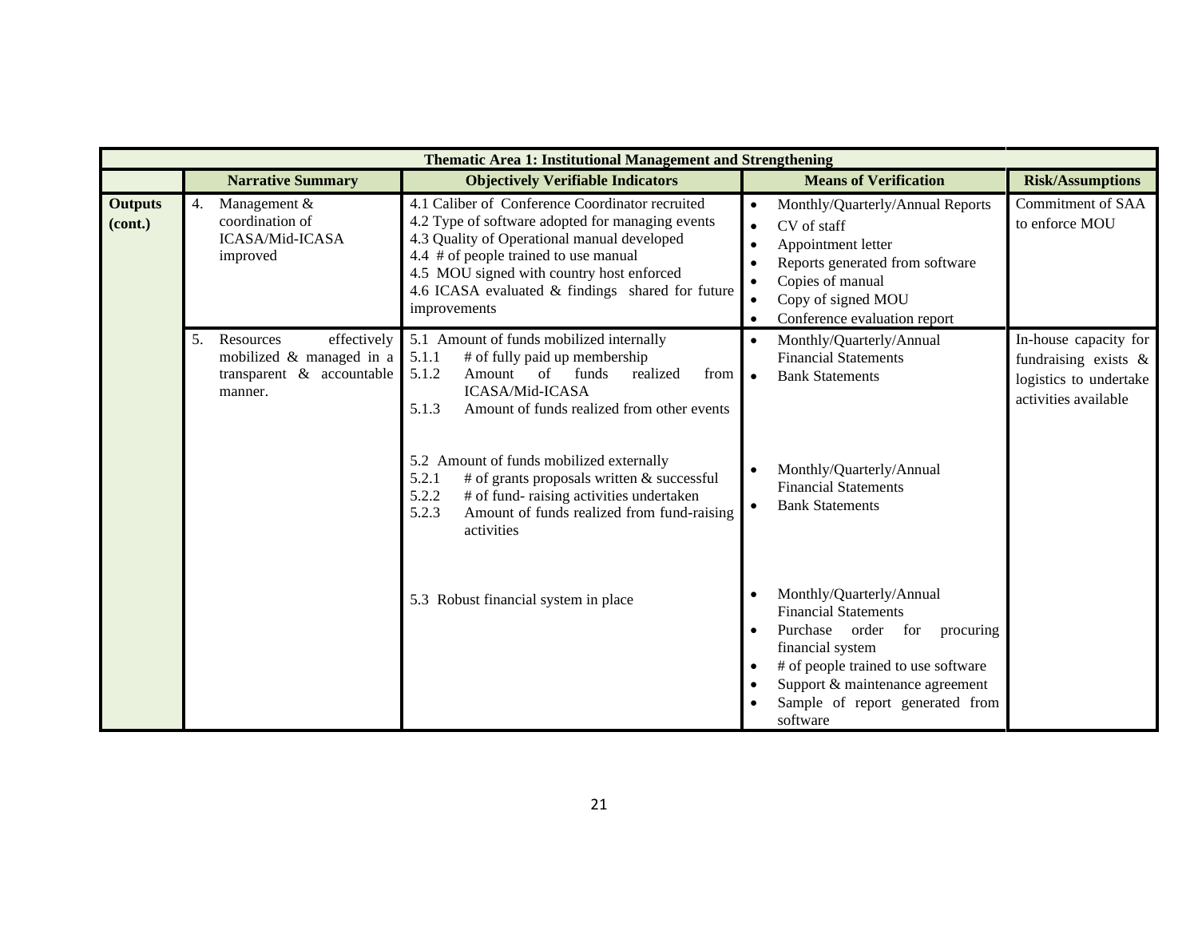| Thematic Area 1: Institutional Management and Strengthening | | | | |
|---|---|---|---|---|
| | **Narrative Summary** | **Objectively Verifiable Indicators** | **Means of Verification** | **Risk/Assumptions** |
| **Outputs (cont.)** | 4. Management & coordination of ICASA/Mid-ICASA improved | 4.1 Caliber of Conference Coordinator recruited<br>4.2 Type of software adopted for managing events<br>4.3 Quality of Operational manual developed<br>4.4 # of people trained to use manual<br>4.5 MOU signed with country host enforced<br>4.6 ICASA evaluated & findings shared for future improvements | • Monthly/Quarterly/Annual Reports<br>• CV of staff<br>• Appointment letter<br>• Reports generated from software<br>• Copies of manual<br>• Copy of signed MOU<br>• Conference evaluation report | Commitment of SAA to enforce MOU |
| | 5. Resources effectively mobilized & managed in a transparent & accountable manner. | 5.1 Amount of funds mobilized internally<br>5.1.1 # of fully paid up membership<br>5.1.2 Amount of funds realized from ICASA/Mid-ICASA<br>5.1.3 Amount of funds realized from other events | • Monthly/Quarterly/Annual Financial Statements<br>• Bank Statements | In-house capacity for fundraising exists & logistics to undertake activities available |
| | | 5.2 Amount of funds mobilized externally<br>5.2.1 # of grants proposals written & successful<br>5.2.2 # of fund- raising activities undertaken<br>5.2.3 Amount of funds realized from fund-raising activities | • Monthly/Quarterly/Annual Financial Statements<br>• Bank Statements | |
| | | 5.3 Robust financial system in place | • Monthly/Quarterly/Annual Financial Statements<br>• Purchase order for procuring financial system<br>• # of people trained to use software<br>• Support & maintenance agreement<br>• Sample of report generated from software | |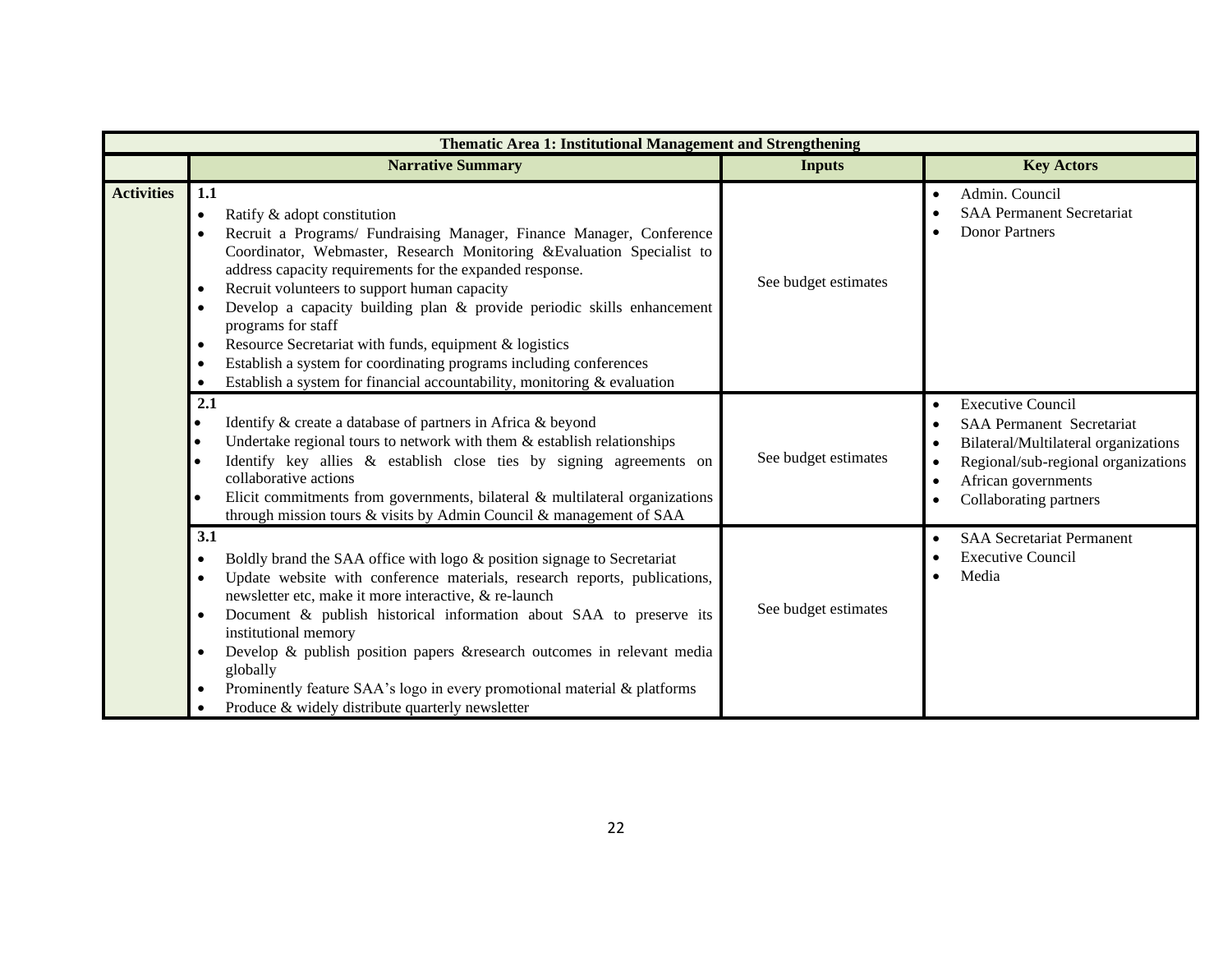| Thematic Area 1: Institutional Management and Strengthening | | | |
|---|---|---|---|
| | **Narrative Summary** | **Inputs** | **Key Actors** |
| **Activities** | **1.1**<br>• Ratify & adopt constitution<br>• Recruit a Programs/ Fundraising Manager, Finance Manager, Conference Coordinator, Webmaster, Research Monitoring &Evaluation Specialist to address capacity requirements for the expanded response.<br>• Recruit volunteers to support human capacity<br>• Develop a capacity building plan & provide periodic skills enhancement programs for staff<br>• Resource Secretariat with funds, equipment & logistics<br>• Establish a system for coordinating programs including conferences<br>• Establish a system for financial accountability, monitoring & evaluation | See budget estimates | • Admin. Council<br>• SAA Permanent Secretariat<br>• Donor Partners |
| | **2.1**<br>• Identify & create a database of partners in Africa & beyond<br>• Undertake regional tours to network with them & establish relationships<br>• Identify key allies & establish close ties by signing agreements on collaborative actions<br>• Elicit commitments from governments, bilateral & multilateral organizations through mission tours & visits by Admin Council & management of SAA | See budget estimates | • Executive Council<br>• SAA Permanent Secretariat<br>• Bilateral/Multilateral organizations<br>• Regional/sub-regional organizations<br>• African governments<br>• Collaborating partners |
| | **3.1**<br>• Boldly brand the SAA office with logo & position signage to Secretariat<br>• Update website with conference materials, research reports, publications, newsletter etc, make it more interactive, & re-launch<br>• Document & publish historical information about SAA to preserve its institutional memory<br>• Develop & publish position papers &research outcomes in relevant media globally<br>• Prominently feature SAA's logo in every promotional material & platforms<br>• Produce & widely distribute quarterly newsletter | See budget estimates | • SAA Secretariat Permanent<br>• Executive Council<br>• Media |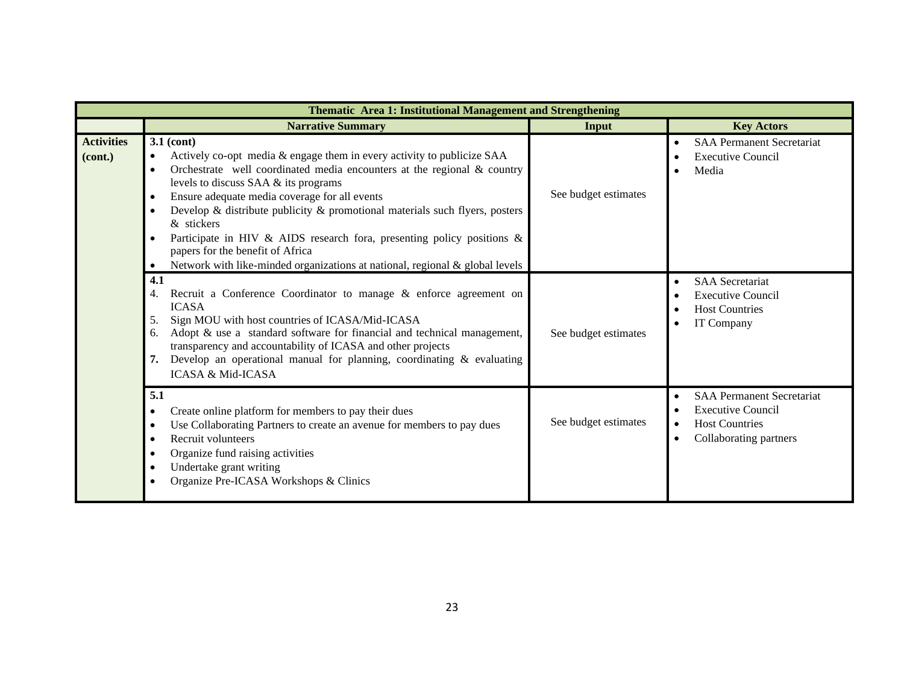| Thematic Area 1: Institutional Management and Strengthening | | | |
|---|---|---|---|
| | **Narrative Summary** | **Input** | **Key Actors** |
| **Activities (cont.)** | **3.1 (cont)**<br>• Actively co-opt media & engage them in every activity to publicize SAA<br>• Orchestrate well coordinated media encounters at the regional & country levels to discuss SAA & its programs<br>• Ensure adequate media coverage for all events<br>• Develop & distribute publicity & promotional materials such flyers, posters & stickers<br>• Participate in HIV & AIDS research fora, presenting policy positions & papers for the benefit of Africa<br>• Network with like-minded organizations at national, regional & global levels | See budget estimates | • SAA Permanent Secretariat<br>• Executive Council<br>• Media |
| | **4.1**<br>4. Recruit a Conference Coordinator to manage & enforce agreement on ICASA<br>5. Sign MOU with host countries of ICASA/Mid-ICASA<br>6. Adopt & use a standard software for financial and technical management, transparency and accountability of ICASA and other projects<br>**7.** Develop an operational manual for planning, coordinating & evaluating ICASA & Mid-ICASA | See budget estimates | • SAA Secretariat<br>• Executive Council<br>• Host Countries<br>• IT Company |
| | **5.1**<br>• Create online platform for members to pay their dues<br>• Use Collaborating Partners to create an avenue for members to pay dues<br>• Recruit volunteers<br>• Organize fund raising activities<br>• Undertake grant writing<br>• Organize Pre-ICASA Workshops & Clinics | See budget estimates | • SAA Permanent Secretariat<br>• Executive Council<br>• Host Countries<br>• Collaborating partners |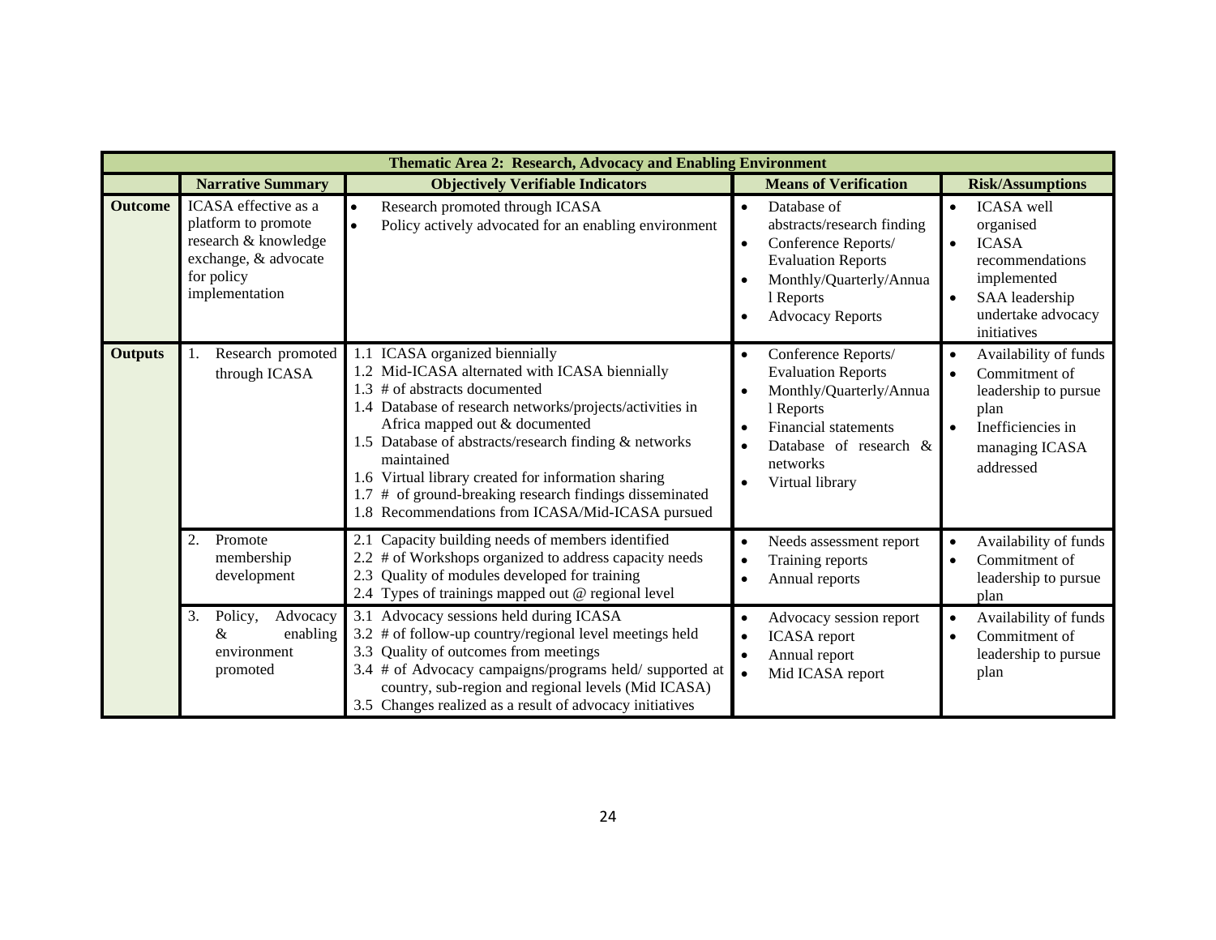| Thematic Area 2: Research, Advocacy and Enabling Environment | | | | |
|---|---|---|---|---|
| | **Narrative Summary** | **Objectively Verifiable Indicators** | **Means of Verification** | **Risk/Assumptions** |
| **Outcome** | ICASA effective as a platform to promote research & knowledge exchange, & advocate for policy implementation | • Research promoted through ICASA<br>• Policy actively advocated for an enabling environment | • Database of abstracts/research finding<br>• Conference Reports/ Evaluation Reports<br>• Monthly/Quarterly/Annual Reports<br>• Advocacy Reports | • ICASA well organised<br>• ICASA recommendations implemented<br>• SAA leadership undertake advocacy initiatives |
| **Outputs** | 1. Research promoted through ICASA | 1.1 ICASA organized biennially<br>1.2 Mid-ICASA alternated with ICASA biennially<br>1.3 # of abstracts documented<br>1.4 Database of research networks/projects/activities in Africa mapped out & documented<br>1.5 Database of abstracts/research finding & networks maintained<br>1.6 Virtual library created for information sharing<br>1.7 # of ground-breaking research findings disseminated<br>1.8 Recommendations from ICASA/Mid-ICASA pursued | • Conference Reports/ Evaluation Reports<br>• Monthly/Quarterly/Annual Reports<br>• Financial statements<br>• Database of research & networks<br>• Virtual library | • Availability of funds<br>• Commitment of leadership to pursue plan<br>• Inefficiencies in managing ICASA addressed |
| | 2. Promote membership development | 2.1 Capacity building needs of members identified<br>2.2 # of Workshops organized to address capacity needs<br>2.3 Quality of modules developed for training<br>2.4 Types of trainings mapped out @ regional level | • Needs assessment report<br>• Training reports<br>• Annual reports | • Availability of funds<br>• Commitment of leadership to pursue plan |
| | 3. Policy, Advocacy & enabling environment promoted | 3.1 Advocacy sessions held during ICASA<br>3.2 # of follow-up country/regional level meetings held<br>3.3 Quality of outcomes from meetings<br>3.4 # of Advocacy campaigns/programs held/ supported at country, sub-region and regional levels (Mid ICASA)<br>3.5 Changes realized as a result of advocacy initiatives | • Advocacy session report<br>• ICASA report<br>• Annual report<br>• Mid ICASA report | • Availability of funds<br>• Commitment of leadership to pursue plan |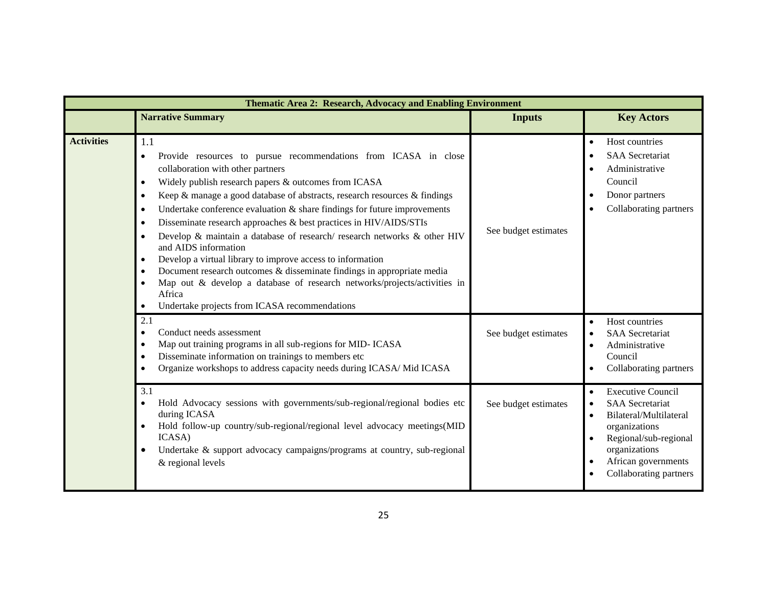| Thematic Area 2: Research, Advocacy and Enabling Environment | | | |
|---|---|---|---|
| | **Narrative Summary** | **Inputs** | **Key Actors** |
| **Activities** | 1.1<br>• Provide resources to pursue recommendations from ICASA in close collaboration with other partners<br>• Widely publish research papers & outcomes from ICASA<br>• Keep & manage a good database of abstracts, research resources & findings<br>• Undertake conference evaluation & share findings for future improvements<br>• Disseminate research approaches & best practices in HIV/AIDS/STIs<br>• Develop & maintain a database of research/ research networks & other HIV and AIDS information<br>• Develop a virtual library to improve access to information<br>• Document research outcomes & disseminate findings in appropriate media<br>• Map out & develop a database of research networks/projects/activities in Africa<br>• Undertake projects from ICASA recommendations | See budget estimates | • Host countries<br>• SAA Secretariat<br>• Administrative Council<br>• Donor partners<br>• Collaborating partners |
| | 2.1<br>• Conduct needs assessment<br>• Map out training programs in all sub-regions for MID- ICASA<br>• Disseminate information on trainings to members etc<br>• Organize workshops to address capacity needs during ICASA/ Mid ICASA | See budget estimates | • Host countries<br>• SAA Secretariat<br>• Administrative Council<br>• Collaborating partners |
| | 3.1<br>• Hold Advocacy sessions with governments/sub-regional/regional bodies etc during ICASA<br>• Hold follow-up country/sub-regional/regional level advocacy meetings(MID ICASA)<br>• Undertake & support advocacy campaigns/programs at country, sub-regional & regional levels | See budget estimates | • Executive Council<br>• SAA Secretariat<br>• Bilateral/Multilateral organizations<br>• Regional/sub-regional organizations<br>• African governments<br>• Collaborating partners |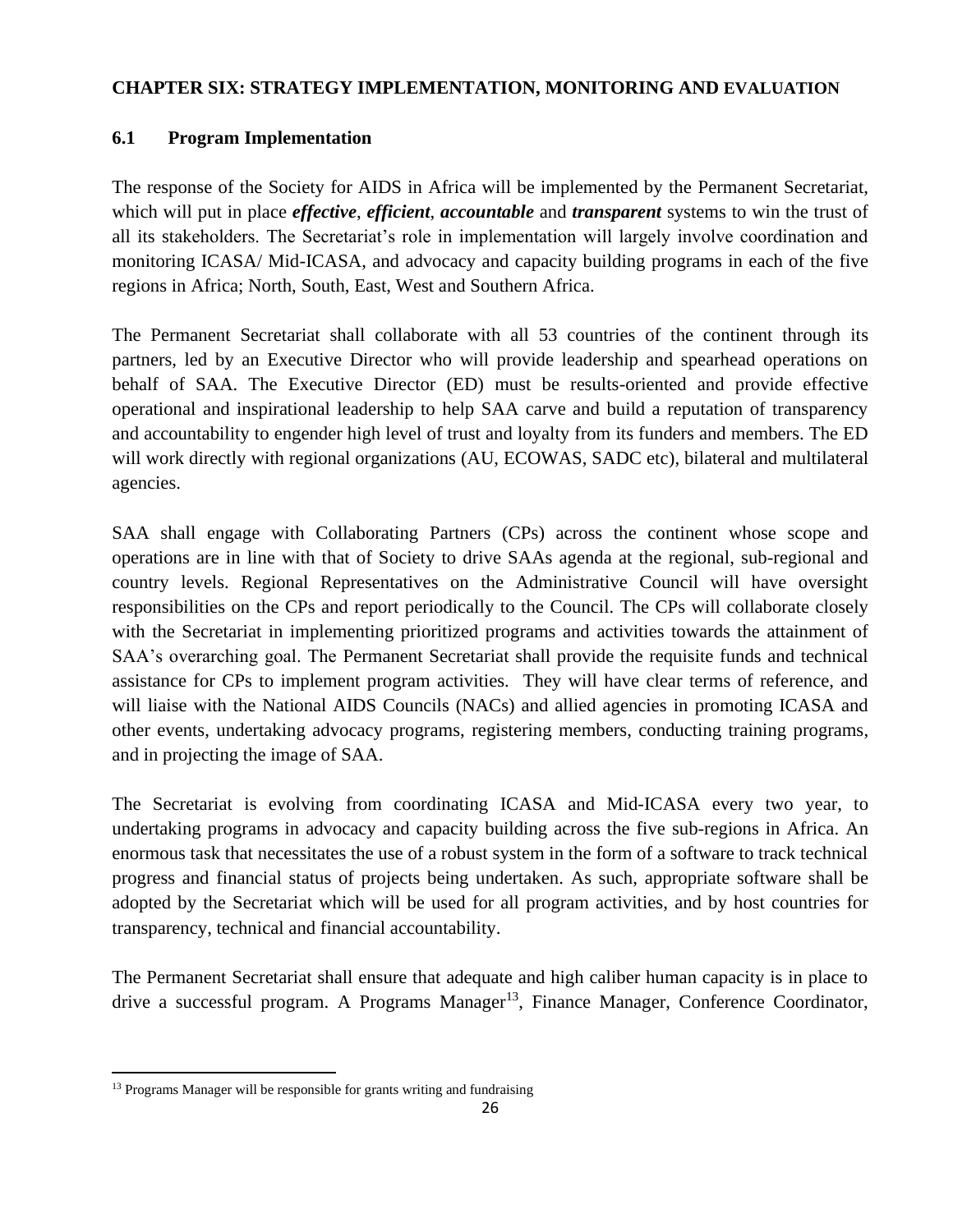# CHAPTER SIX: STRATEGY IMPLEMENTATION, MONITORING AND EVALUATION

## 6.1 Program Implementation

The response of the Society for AIDS in Africa will be implemented by the Permanent Secretariat, which will put in place ***effective***, ***efficient***, ***accountable*** and ***transparent*** systems to win the trust of all its stakeholders. The Secretariat's role in implementation will largely involve coordination and monitoring ICASA/ Mid-ICASA, and advocacy and capacity building programs in each of the five regions in Africa; North, South, East, West and Southern Africa.

The Permanent Secretariat shall collaborate with all 53 countries of the continent through its partners, led by an Executive Director who will provide leadership and spearhead operations on behalf of SAA. The Executive Director (ED) must be results-oriented and provide effective operational and inspirational leadership to help SAA carve and build a reputation of transparency and accountability to engender high level of trust and loyalty from its funders and members. The ED will work directly with regional organizations (AU, ECOWAS, SADC etc), bilateral and multilateral agencies.

SAA shall engage with Collaborating Partners (CPs) across the continent whose scope and operations are in line with that of Society to drive SAAs agenda at the regional, sub-regional and country levels. Regional Representatives on the Administrative Council will have oversight responsibilities on the CPs and report periodically to the Council. The CPs will collaborate closely with the Secretariat in implementing prioritized programs and activities towards the attainment of SAA's overarching goal. The Permanent Secretariat shall provide the requisite funds and technical assistance for CPs to implement program activities. They will have clear terms of reference, and will liaise with the National AIDS Councils (NACs) and allied agencies in promoting ICASA and other events, undertaking advocacy programs, registering members, conducting training programs, and in projecting the image of SAA.

The Secretariat is evolving from coordinating ICASA and Mid-ICASA every two year, to undertaking programs in advocacy and capacity building across the five sub-regions in Africa. An enormous task that necessitates the use of a robust system in the form of a software to track technical progress and financial status of projects being undertaken. As such, appropriate software shall be adopted by the Secretariat which will be used for all program activities, and by host countries for transparency, technical and financial accountability.

The Permanent Secretariat shall ensure that adequate and high caliber human capacity is in place to drive a successful program. A Programs Manager[13], Finance Manager, Conference Coordinator,

[13] Programs Manager will be responsible for grants writing and fundraising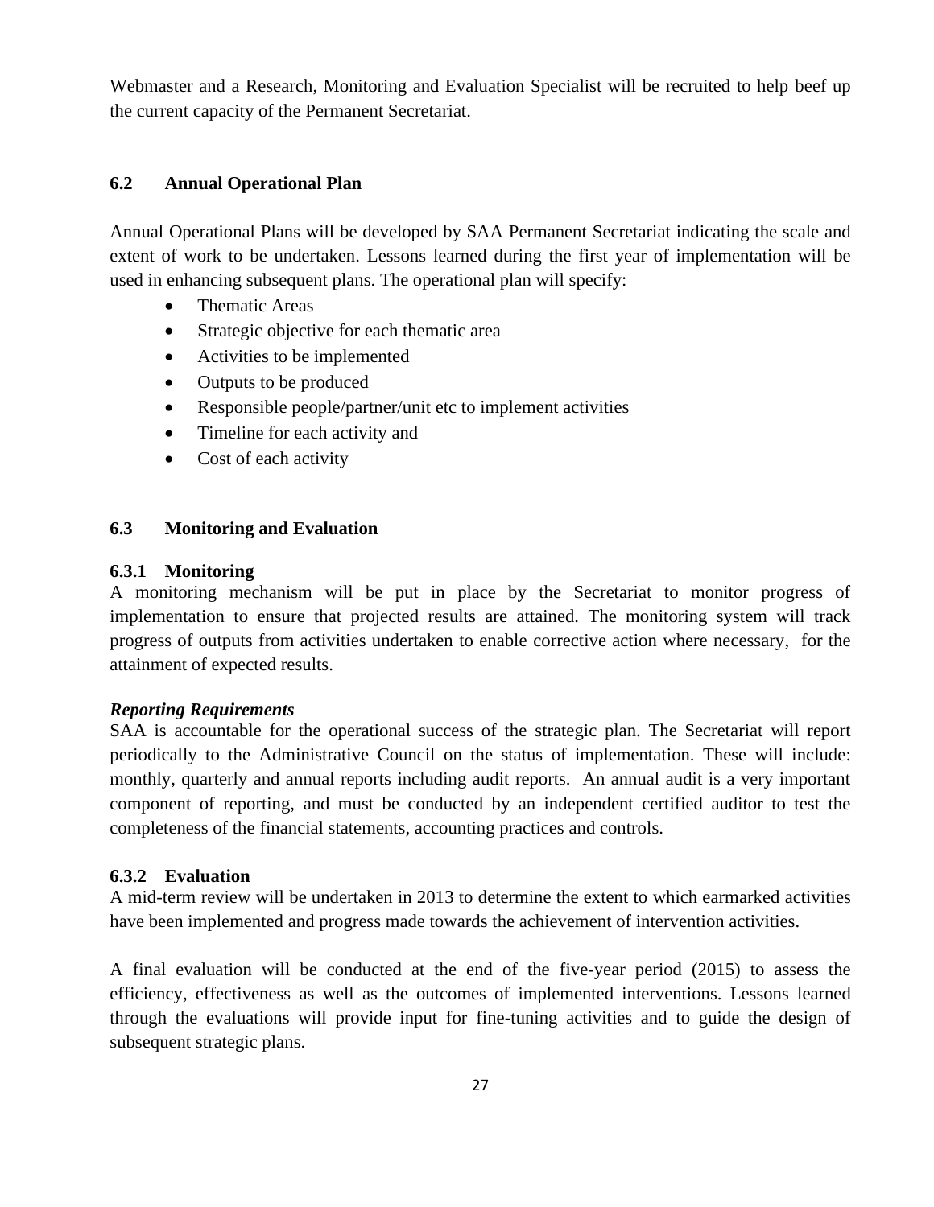Webmaster and a Research, Monitoring and Evaluation Specialist will be recruited to help beef up the current capacity of the Permanent Secretariat.

## 6.2 Annual Operational Plan

Annual Operational Plans will be developed by SAA Permanent Secretariat indicating the scale and extent of work to be undertaken. Lessons learned during the first year of implementation will be used in enhancing subsequent plans. The operational plan will specify:

- Thematic Areas
- Strategic objective for each thematic area
- Activities to be implemented
- Outputs to be produced
- Responsible people/partner/unit etc to implement activities
- Timeline for each activity and
- Cost of each activity

## 6.3 Monitoring and Evaluation

### 6.3.1 Monitoring

A monitoring mechanism will be put in place by the Secretariat to monitor progress of implementation to ensure that projected results are attained. The monitoring system will track progress of outputs from activities undertaken to enable corrective action where necessary, for the attainment of expected results.

***Reporting Requirements***

SAA is accountable for the operational success of the strategic plan. The Secretariat will report periodically to the Administrative Council on the status of implementation. These will include: monthly, quarterly and annual reports including audit reports. An annual audit is a very important component of reporting, and must be conducted by an independent certified auditor to test the completeness of the financial statements, accounting practices and controls.

### 6.3.2 Evaluation

A mid-term review will be undertaken in 2013 to determine the extent to which earmarked activities have been implemented and progress made towards the achievement of intervention activities.

A final evaluation will be conducted at the end of the five-year period (2015) to assess the efficiency, effectiveness as well as the outcomes of implemented interventions. Lessons learned through the evaluations will provide input for fine-tuning activities and to guide the design of subsequent strategic plans.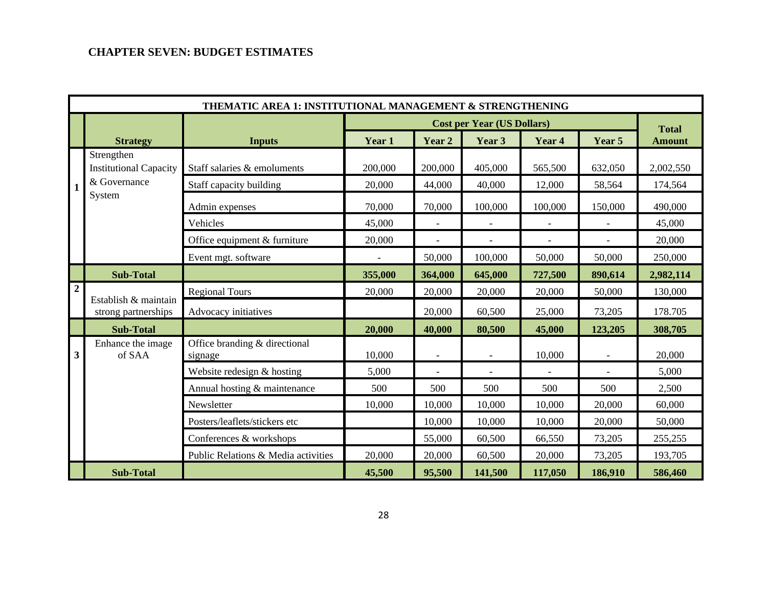## CHAPTER SEVEN: BUDGET ESTIMATES

| THEMATIC AREA 1: INSTITUTIONAL MANAGEMENT & STRENGTHENING | | | | | | | | |
|---|---|---|---|---|---|---|---|---|
| | | | Cost per Year (US Dollars) | | | | | Total Amount |
| | **Strategy** | **Inputs** | **Year 1** | **Year 2** | **Year 3** | **Year 4** | **Year 5** | |
| **1** | Strengthen Institutional Capacity & Governance System | Staff salaries & emoluments | 200,000 | 200,000 | 405,000 | 565,500 | 632,050 | 2,002,550 |
| | | Staff capacity building | 20,000 | 44,000 | 40,000 | 12,000 | 58,564 | 174,564 |
| | | Admin expenses | 70,000 | 70,000 | 100,000 | 100,000 | 150,000 | 490,000 |
| | | Vehicles | 45,000 | - | - | - | - | 45,000 |
| | | Office equipment & furniture | 20,000 | - | - | - | - | 20,000 |
| | | Event mgt. software | - | 50,000 | 100,000 | 50,000 | 50,000 | 250,000 |
| | **Sub-Total** | | **355,000** | **364,000** | **645,000** | **727,500** | **890,614** | **2,982,114** |
| **2** | Establish & maintain strong partnerships | Regional Tours | 20,000 | 20,000 | 20,000 | 20,000 | 50,000 | 130,000 |
| | | Advocacy initiatives | | 20,000 | 60,500 | 25,000 | 73,205 | 178.705 |
| | **Sub-Total** | | **20,000** | **40,000** | **80,500** | **45,000** | **123,205** | **308,705** |
| **3** | Enhance the image of SAA | Office branding & directional signage | 10,000 | - | - | 10,000 | - | 20,000 |
| | | Website redesign & hosting | 5,000 | - | - | - | - | 5,000 |
| | | Annual hosting & maintenance | 500 | 500 | 500 | 500 | 500 | 2,500 |
| | | Newsletter | 10,000 | 10,000 | 10,000 | 10,000 | 20,000 | 60,000 |
| | | Posters/leaflets/stickers etc | | 10,000 | 10,000 | 10,000 | 20,000 | 50,000 |
| | | Conferences & workshops | | 55,000 | 60,500 | 66,550 | 73,205 | 255,255 |
| | | Public Relations & Media activities | 20,000 | 20,000 | 60,500 | 20,000 | 73,205 | 193,705 |
| | **Sub-Total** | | **45,500** | **95,500** | **141,500** | **117,050** | **186,910** | **586,460** |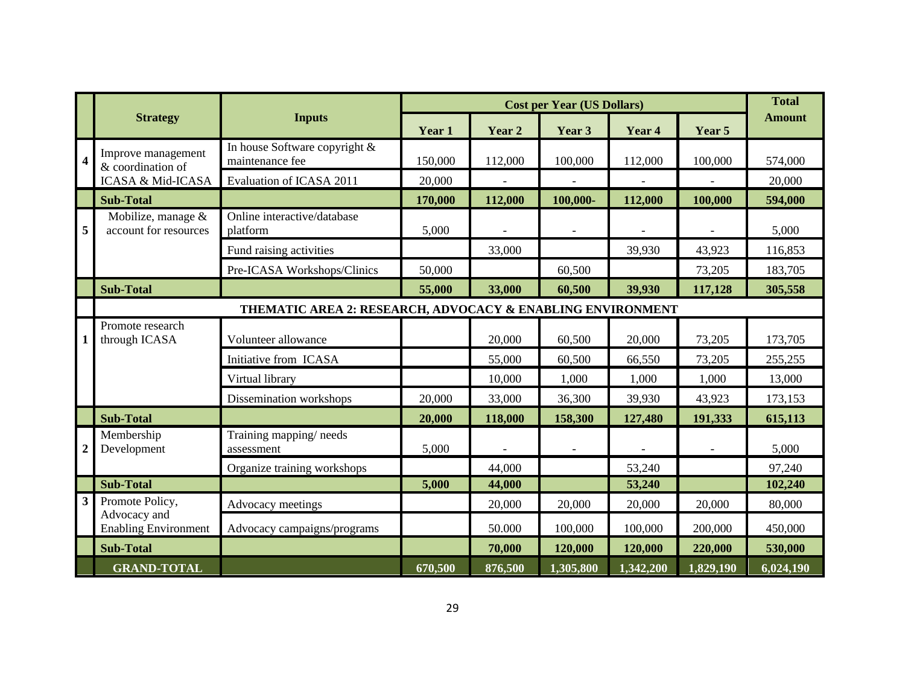| | Strategy | Inputs | Cost per Year (US Dollars) | | | | | Total Amount |
|---|---|---|---|---|---|---|---|---|
| | | | Year 1 | Year 2 | Year 3 | Year 4 | Year 5 | |
| 4 | Improve management & coordination of ICASA & Mid-ICASA | In house Software copyright & maintenance fee | 150,000 | 112,000 | 100,000 | 112,000 | 100,000 | 574,000 |
| | | Evaluation of ICASA 2011 | 20,000 | - | - | - | - | 20,000 |
| | **Sub-Total** | | **170,000** | **112,000** | **100,000-** | **112,000** | **100,000** | **594,000** |
| 5 | Mobilize, manage & account for resources | Online interactive/database platform | 5,000 | - | - | - | - | 5,000 |
| | | Fund raising activities | | 33,000 | | 39,930 | 43,923 | 116,853 |
| | | Pre-ICASA Workshops/Clinics | 50,000 | | 60,500 | | 73,205 | 183,705 |
| | **Sub-Total** | | **55,000** | **33,000** | **60,500** | **39,930** | **117,128** | **305,558** |
| | **THEMATIC AREA 2: RESEARCH, ADVOCACY & ENABLING ENVIRONMENT** | | | | | | | |
| 1 | Promote research through ICASA | Volunteer allowance | | 20,000 | 60,500 | 20,000 | 73,205 | 173,705 |
| | | Initiative from ICASA | | 55,000 | 60,500 | 66,550 | 73,205 | 255,255 |
| | | Virtual library | | 10,000 | 1,000 | 1,000 | 1,000 | 13,000 |
| | | Dissemination workshops | 20,000 | 33,000 | 36,300 | 39,930 | 43,923 | 173,153 |
| | **Sub-Total** | | **20,000** | **118,000** | **158,300** | **127,480** | **191,333** | **615,113** |
| 2 | Membership Development | Training mapping/ needs assessment | 5,000 | - | - | - | - | 5,000 |
| | | Organize training workshops | | 44,000 | | 53,240 | | 97,240 |
| | **Sub-Total** | | **5,000** | **44,000** | | **53,240** | | **102,240** |
| 3 | Promote Policy, Advocacy and Enabling Environment | Advocacy meetings | | 20,000 | 20,000 | 20,000 | 20,000 | 80,000 |
| | | Advocacy campaigns/programs | | 50.000 | 100,000 | 100,000 | 200,000 | 450,000 |
| | **Sub-Total** | | | **70,000** | **120,000** | **120,000** | **220,000** | **530,000** |
| | **GRAND-TOTAL** | | **670,500** | **876,500** | **1,305,800** | **1,342,200** | **1,829,190** | **6,024,190** |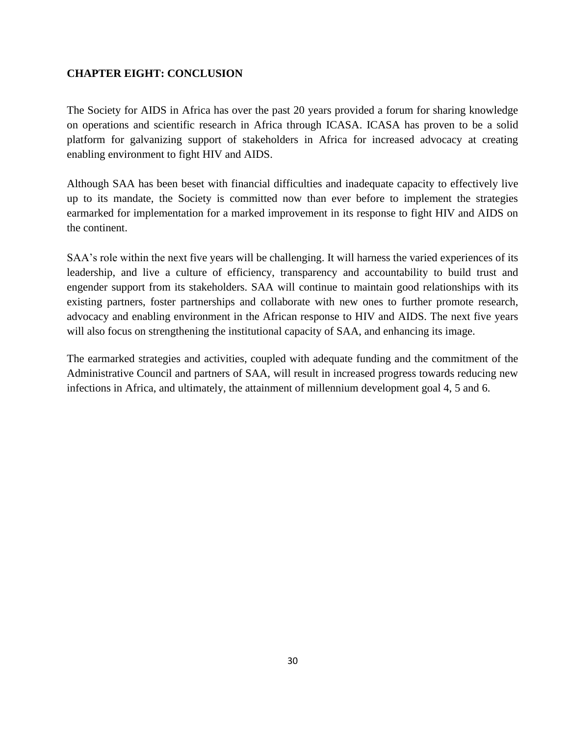## CHAPTER EIGHT: CONCLUSION

The Society for AIDS in Africa has over the past 20 years provided a forum for sharing knowledge on operations and scientific research in Africa through ICASA. ICASA has proven to be a solid platform for galvanizing support of stakeholders in Africa for increased advocacy at creating enabling environment to fight HIV and AIDS.

Although SAA has been beset with financial difficulties and inadequate capacity to effectively live up to its mandate, the Society is committed now than ever before to implement the strategies earmarked for implementation for a marked improvement in its response to fight HIV and AIDS on the continent.

SAA's role within the next five years will be challenging. It will harness the varied experiences of its leadership, and live a culture of efficiency, transparency and accountability to build trust and engender support from its stakeholders. SAA will continue to maintain good relationships with its existing partners, foster partnerships and collaborate with new ones to further promote research, advocacy and enabling environment in the African response to HIV and AIDS. The next five years will also focus on strengthening the institutional capacity of SAA, and enhancing its image.

The earmarked strategies and activities, coupled with adequate funding and the commitment of the Administrative Council and partners of SAA, will result in increased progress towards reducing new infections in Africa, and ultimately, the attainment of millennium development goal 4, 5 and 6.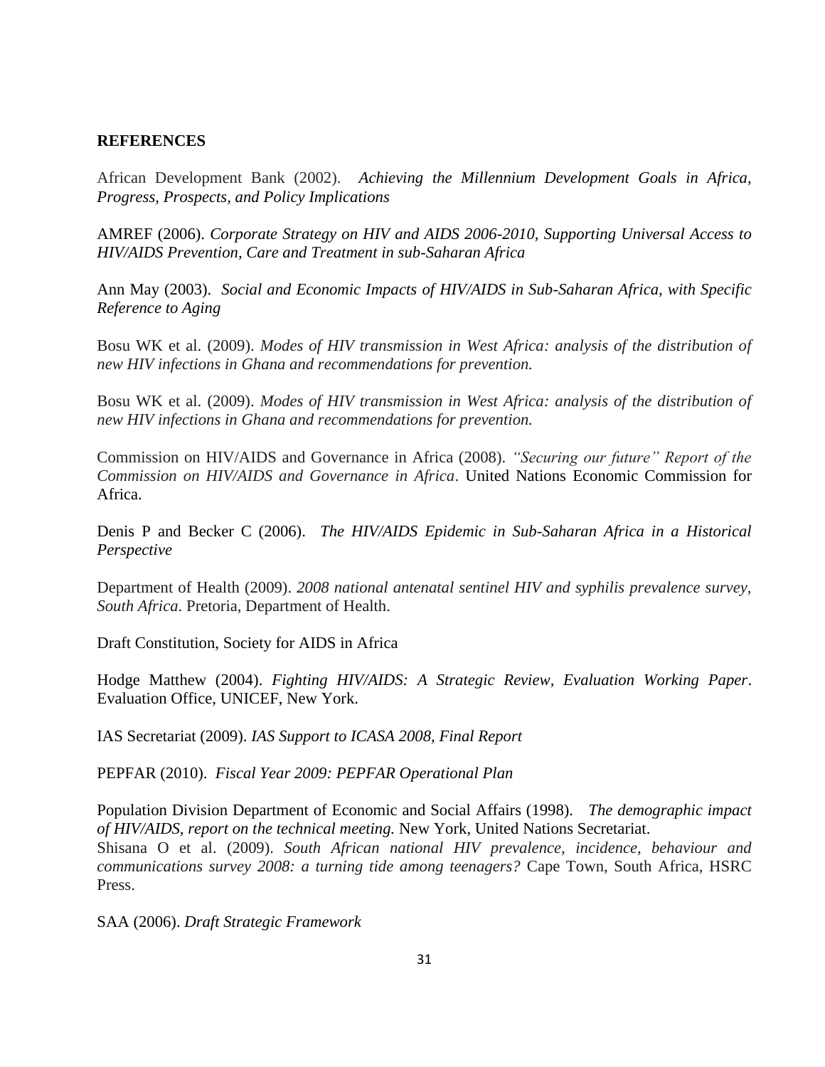**REFERENCES**

African Development Bank (2002). *Achieving the Millennium Development Goals in Africa, Progress, Prospects, and Policy Implications*

AMREF (2006). *Corporate Strategy on HIV and AIDS 2006-2010, Supporting Universal Access to HIV/AIDS Prevention, Care and Treatment in sub-Saharan Africa*

Ann May (2003). *Social and Economic Impacts of HIV/AIDS in Sub-Saharan Africa, with Specific Reference to Aging*

Bosu WK et al. (2009). *Modes of HIV transmission in West Africa: analysis of the distribution of new HIV infections in Ghana and recommendations for prevention.*

Bosu WK et al. (2009). *Modes of HIV transmission in West Africa: analysis of the distribution of new HIV infections in Ghana and recommendations for prevention.*

Commission on HIV/AIDS and Governance in Africa (2008). *"Securing our future" Report of the Commission on HIV/AIDS and Governance in Africa*. United Nations Economic Commission for Africa.

Denis P and Becker C (2006). *The HIV/AIDS Epidemic in Sub-Saharan Africa in a Historical Perspective*

Department of Health (2009). *2008 national antenatal sentinel HIV and syphilis prevalence survey, South Africa*. Pretoria, Department of Health.

Draft Constitution, Society for AIDS in Africa

Hodge Matthew (2004). *Fighting HIV/AIDS: A Strategic Review, Evaluation Working Paper*. Evaluation Office, UNICEF, New York.

IAS Secretariat (2009). *IAS Support to ICASA 2008, Final Report*

PEPFAR (2010). *Fiscal Year 2009: PEPFAR Operational Plan*

Population Division Department of Economic and Social Affairs (1998). *The demographic impact of HIV/AIDS, report on the technical meeting.* New York, United Nations Secretariat.

Shisana O et al. (2009). *South African national HIV prevalence, incidence, behaviour and communications survey 2008: a turning tide among teenagers?* Cape Town, South Africa, HSRC Press.

SAA (2006). *Draft Strategic Framework*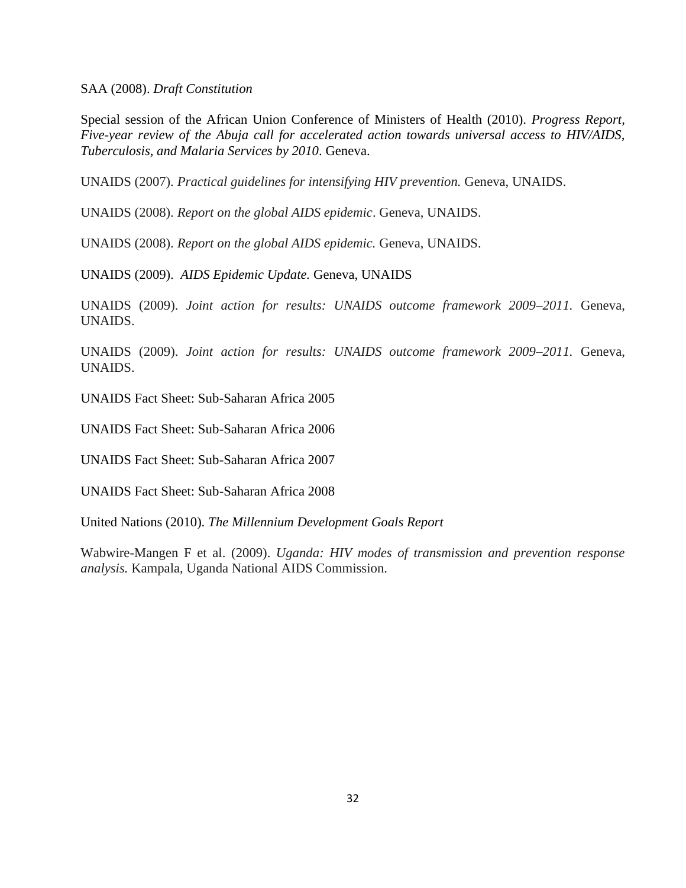SAA (2008). *Draft Constitution*

Special session of the African Union Conference of Ministers of Health (2010). *Progress Report, Five-year review of the Abuja call for accelerated action towards universal access to HIV/AIDS, Tuberculosis, and Malaria Services by 2010*. Geneva.

UNAIDS (2007). *Practical guidelines for intensifying HIV prevention.* Geneva, UNAIDS.

UNAIDS (2008). *Report on the global AIDS epidemic*. Geneva, UNAIDS.

UNAIDS (2008). *Report on the global AIDS epidemic.* Geneva, UNAIDS.

UNAIDS (2009). *AIDS Epidemic Update.* Geneva, UNAIDS

UNAIDS (2009). *Joint action for results: UNAIDS outcome framework 2009–2011.* Geneva, UNAIDS.

UNAIDS (2009). *Joint action for results: UNAIDS outcome framework 2009–2011.* Geneva, UNAIDS.

UNAIDS Fact Sheet: Sub-Saharan Africa 2005

UNAIDS Fact Sheet: Sub-Saharan Africa 2006

UNAIDS Fact Sheet: Sub-Saharan Africa 2007

UNAIDS Fact Sheet: Sub-Saharan Africa 2008

United Nations (2010). *The Millennium Development Goals Report*

Wabwire-Mangen F et al. (2009). *Uganda: HIV modes of transmission and prevention response analysis.* Kampala, Uganda National AIDS Commission.